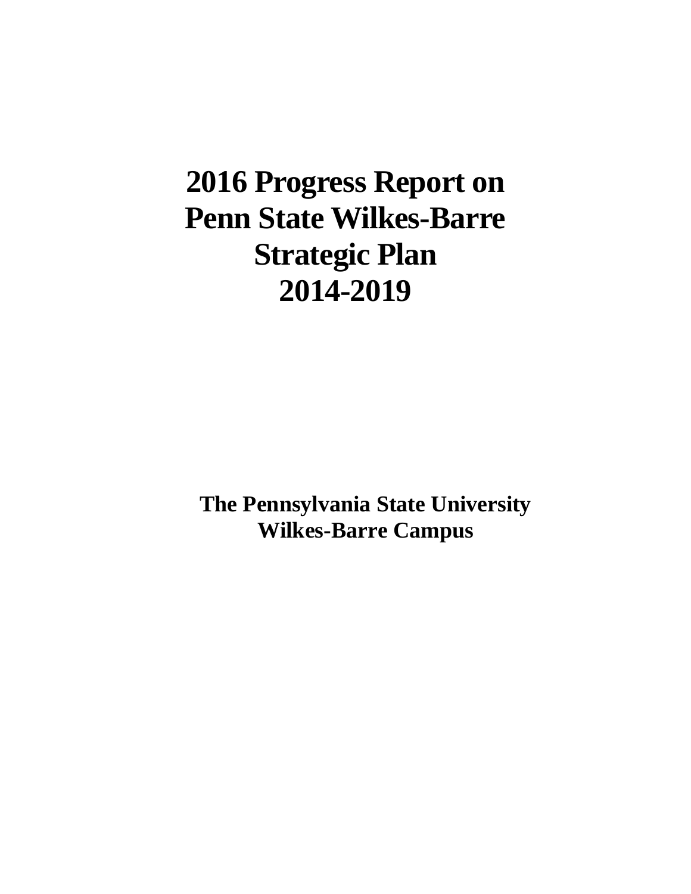# 2016 Progress Report on Penn State Wilkes-Barre Strategic Plan 2014-2019

**The Pennsylvania State University**
**Wilkes-Barre Campus**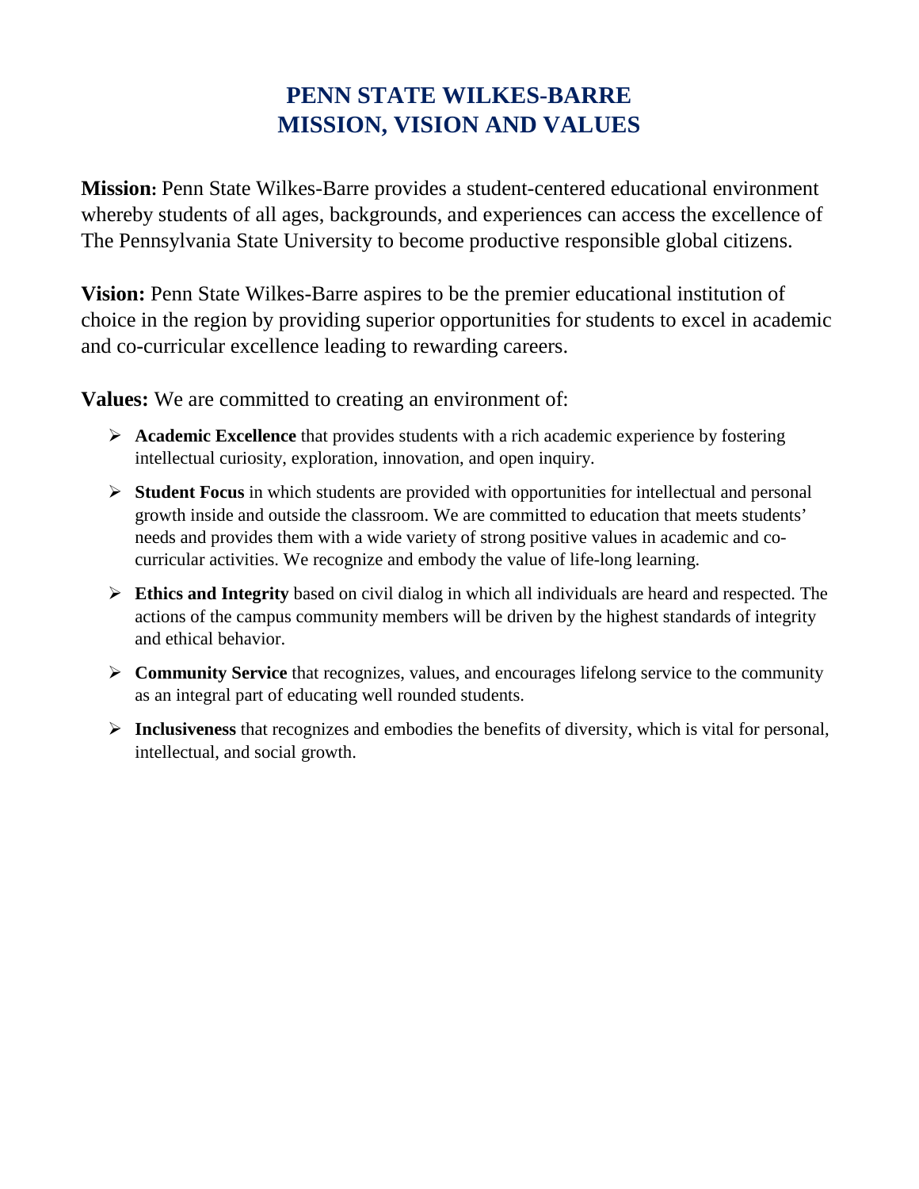# PENN STATE WILKES-BARRE MISSION, VISION AND VALUES

**Mission:** Penn State Wilkes-Barre provides a student-centered educational environment whereby students of all ages, backgrounds, and experiences can access the excellence of The Pennsylvania State University to become productive responsible global citizens.

**Vision:** Penn State Wilkes-Barre aspires to be the premier educational institution of choice in the region by providing superior opportunities for students to excel in academic and co-curricular excellence leading to rewarding careers.

**Values:** We are committed to creating an environment of:

- **Academic Excellence** that provides students with a rich academic experience by fostering intellectual curiosity, exploration, innovation, and open inquiry.
- **Student Focus** in which students are provided with opportunities for intellectual and personal growth inside and outside the classroom. We are committed to education that meets students' needs and provides them with a wide variety of strong positive values in academic and co-curricular activities. We recognize and embody the value of life-long learning.
- **Ethics and Integrity** based on civil dialog in which all individuals are heard and respected. The actions of the campus community members will be driven by the highest standards of integrity and ethical behavior.
- **Community Service** that recognizes, values, and encourages lifelong service to the community as an integral part of educating well rounded students.
- **Inclusiveness** that recognizes and embodies the benefits of diversity, which is vital for personal, intellectual, and social growth.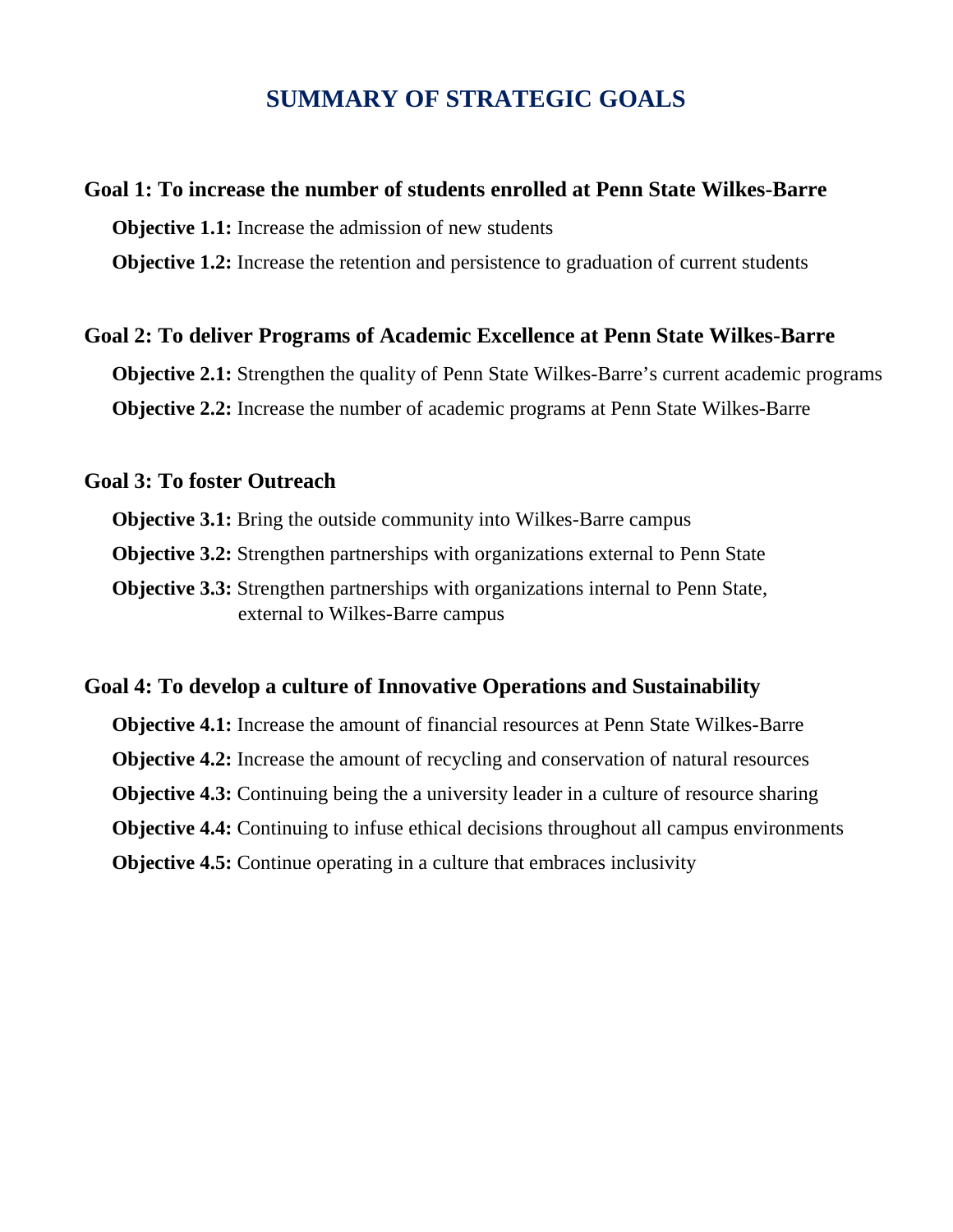# SUMMARY OF STRATEGIC GOALS

## Goal 1: To increase the number of students enrolled at Penn State Wilkes-Barre

**Objective 1.1:** Increase the admission of new students

**Objective 1.2:** Increase the retention and persistence to graduation of current students

## Goal 2: To deliver Programs of Academic Excellence at Penn State Wilkes-Barre

**Objective 2.1:** Strengthen the quality of Penn State Wilkes-Barre's current academic programs

**Objective 2.2:** Increase the number of academic programs at Penn State Wilkes-Barre

## Goal 3: To foster Outreach

**Objective 3.1:** Bring the outside community into Wilkes-Barre campus

**Objective 3.2:** Strengthen partnerships with organizations external to Penn State

**Objective 3.3:** Strengthen partnerships with organizations internal to Penn State, external to Wilkes-Barre campus

## Goal 4: To develop a culture of Innovative Operations and Sustainability

**Objective 4.1:** Increase the amount of financial resources at Penn State Wilkes-Barre

**Objective 4.2:** Increase the amount of recycling and conservation of natural resources

**Objective 4.3:** Continuing being the a university leader in a culture of resource sharing

**Objective 4.4:** Continuing to infuse ethical decisions throughout all campus environments

**Objective 4.5:** Continue operating in a culture that embraces inclusivity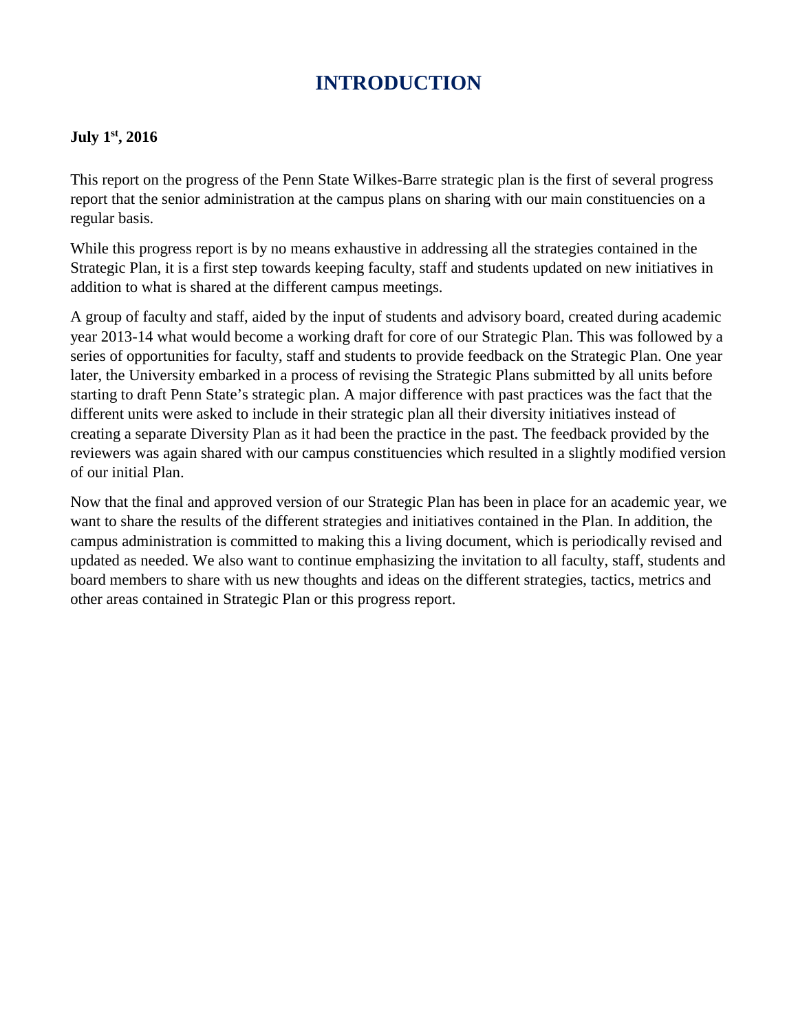# INTRODUCTION

**July 1st, 2016**

This report on the progress of the Penn State Wilkes-Barre strategic plan is the first of several progress report that the senior administration at the campus plans on sharing with our main constituencies on a regular basis.

While this progress report is by no means exhaustive in addressing all the strategies contained in the Strategic Plan, it is a first step towards keeping faculty, staff and students updated on new initiatives in addition to what is shared at the different campus meetings.

A group of faculty and staff, aided by the input of students and advisory board, created during academic year 2013-14 what would become a working draft for core of our Strategic Plan. This was followed by a series of opportunities for faculty, staff and students to provide feedback on the Strategic Plan. One year later, the University embarked in a process of revising the Strategic Plans submitted by all units before starting to draft Penn State's strategic plan. A major difference with past practices was the fact that the different units were asked to include in their strategic plan all their diversity initiatives instead of creating a separate Diversity Plan as it had been the practice in the past. The feedback provided by the reviewers was again shared with our campus constituencies which resulted in a slightly modified version of our initial Plan.

Now that the final and approved version of our Strategic Plan has been in place for an academic year, we want to share the results of the different strategies and initiatives contained in the Plan. In addition, the campus administration is committed to making this a living document, which is periodically revised and updated as needed. We also want to continue emphasizing the invitation to all faculty, staff, students and board members to share with us new thoughts and ideas on the different strategies, tactics, metrics and other areas contained in Strategic Plan or this progress report.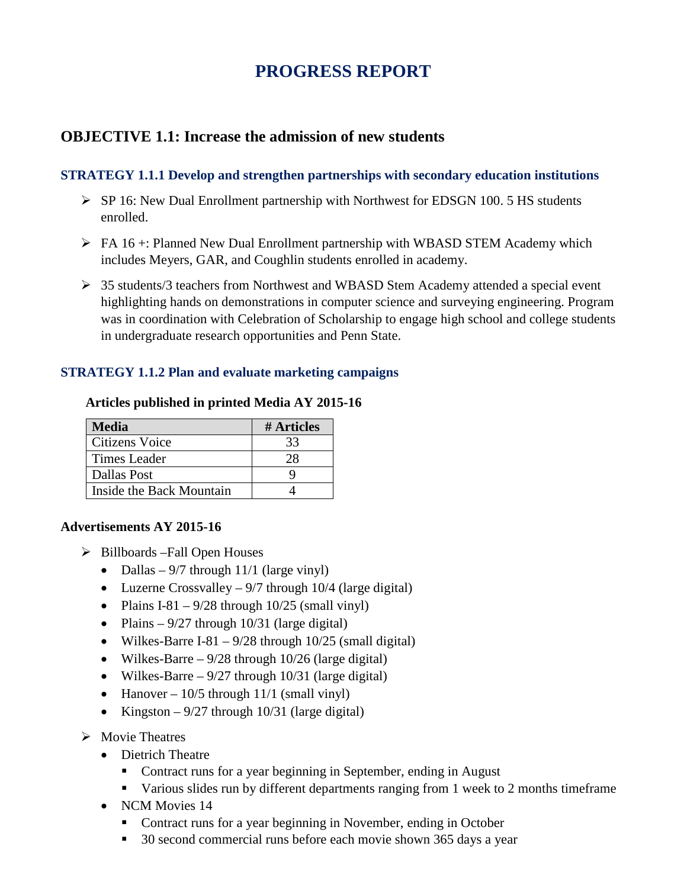# PROGRESS REPORT

## OBJECTIVE 1.1: Increase the admission of new students

### STRATEGY 1.1.1 Develop and strengthen partnerships with secondary education institutions

- SP 16: New Dual Enrollment partnership with Northwest for EDSGN 100. 5 HS students enrolled.
- FA 16 +: Planned New Dual Enrollment partnership with WBASD STEM Academy which includes Meyers, GAR, and Coughlin students enrolled in academy.
- 35 students/3 teachers from Northwest and WBASD Stem Academy attended a special event highlighting hands on demonstrations in computer science and surveying engineering. Program was in coordination with Celebration of Scholarship to engage high school and college students in undergraduate research opportunities and Penn State.

### STRATEGY 1.1.2 Plan and evaluate marketing campaigns

**Articles published in printed Media AY 2015-16**

| Media | # Articles |
|---|---|
| Citizens Voice | 33 |
| Times Leader | 28 |
| Dallas Post | 9 |
| Inside the Back Mountain | 4 |

**Advertisements AY 2015-16**

- Billboards –Fall Open Houses
  - Dallas – 9/7 through 11/1 (large vinyl)
  - Luzerne Crossvalley – 9/7 through 10/4 (large digital)
  - Plains I-81 – 9/28 through 10/25 (small vinyl)
  - Plains – 9/27 through 10/31 (large digital)
  - Wilkes-Barre I-81 – 9/28 through 10/25 (small digital)
  - Wilkes-Barre – 9/28 through 10/26 (large digital)
  - Wilkes-Barre – 9/27 through 10/31 (large digital)
  - Hanover – 10/5 through 11/1 (small vinyl)
  - Kingston – 9/27 through 10/31 (large digital)
- Movie Theatres
  - Dietrich Theatre
    - Contract runs for a year beginning in September, ending in August
    - Various slides run by different departments ranging from 1 week to 2 months timeframe
  - NCM Movies 14
    - Contract runs for a year beginning in November, ending in October
    - 30 second commercial runs before each movie shown 365 days a year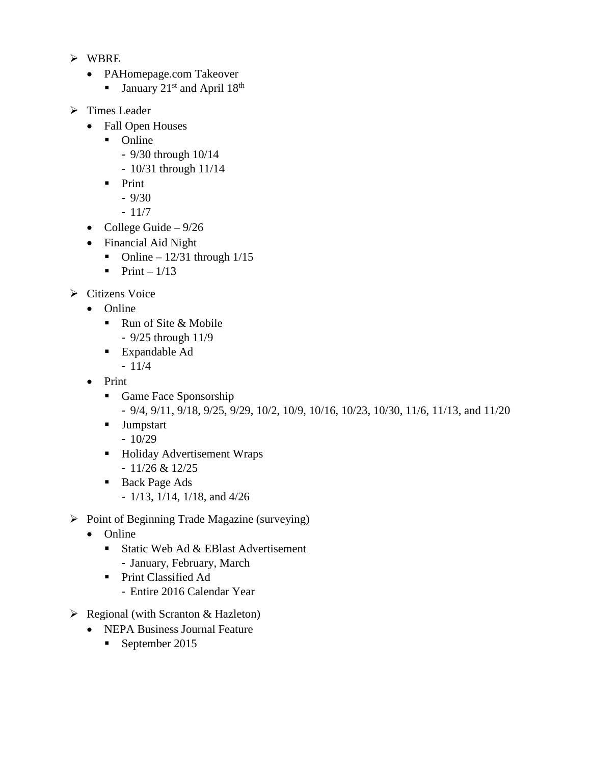- WBRE
  - PAHomepage.com Takeover
    - January 21st and April 18th
- Times Leader
  - Fall Open Houses
    - Online
      - 9/30 through 10/14
      - 10/31 through 11/14
    - Print
      - 9/30
      - 11/7
  - College Guide – 9/26
  - Financial Aid Night
    - Online – 12/31 through 1/15
    - Print – 1/13
- Citizens Voice
  - Online
    - Run of Site & Mobile
      - 9/25 through 11/9
    - Expandable Ad
      - 11/4
  - Print
    - Game Face Sponsorship
      - 9/4, 9/11, 9/18, 9/25, 9/29, 10/2, 10/9, 10/16, 10/23, 10/30, 11/6, 11/13, and 11/20
    - Jumpstart
      - 10/29
    - Holiday Advertisement Wraps
      - 11/26 & 12/25
    - Back Page Ads
      - 1/13, 1/14, 1/18, and 4/26
- Point of Beginning Trade Magazine (surveying)
  - Online
    - Static Web Ad & EBlast Advertisement
      - January, February, March
    - Print Classified Ad
      - Entire 2016 Calendar Year
- Regional (with Scranton & Hazleton)
  - NEPA Business Journal Feature
    - September 2015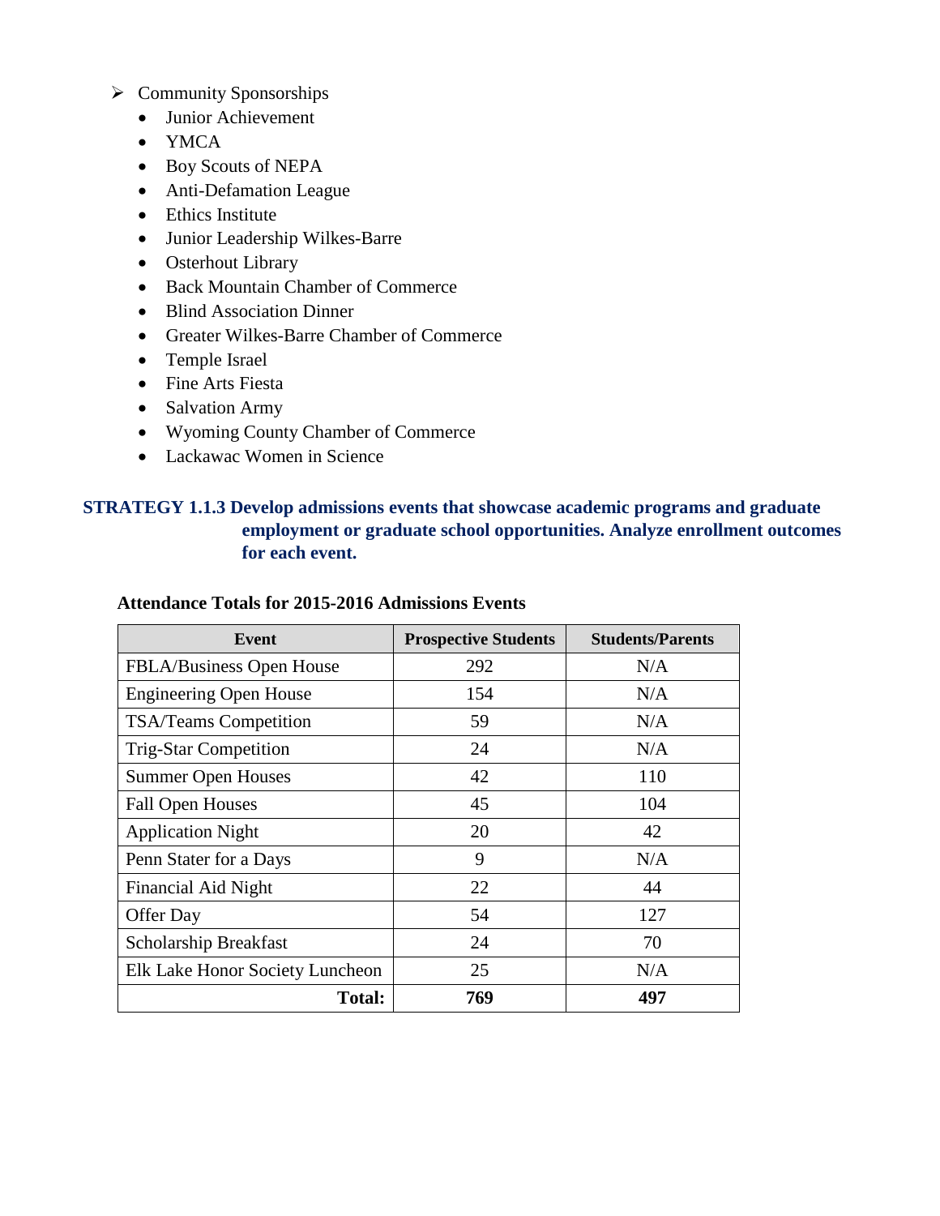- Community Sponsorships
  - Junior Achievement
  - YMCA
  - Boy Scouts of NEPA
  - Anti-Defamation League
  - Ethics Institute
  - Junior Leadership Wilkes-Barre
  - Osterhout Library
  - Back Mountain Chamber of Commerce
  - Blind Association Dinner
  - Greater Wilkes-Barre Chamber of Commerce
  - Temple Israel
  - Fine Arts Fiesta
  - Salvation Army
  - Wyoming County Chamber of Commerce
  - Lackawac Women in Science

### STRATEGY 1.1.3 Develop admissions events that showcase academic programs and graduate employment or graduate school opportunities. Analyze enrollment outcomes for each event.

**Attendance Totals for 2015-2016 Admissions Events**

| Event | Prospective Students | Students/Parents |
|---|---|---|
| FBLA/Business Open House | 292 | N/A |
| Engineering Open House | 154 | N/A |
| TSA/Teams Competition | 59 | N/A |
| Trig-Star Competition | 24 | N/A |
| Summer Open Houses | 42 | 110 |
| Fall Open Houses | 45 | 104 |
| Application Night | 20 | 42 |
| Penn Stater for a Days | 9 | N/A |
| Financial Aid Night | 22 | 44 |
| Offer Day | 54 | 127 |
| Scholarship Breakfast | 24 | 70 |
| Elk Lake Honor Society Luncheon | 25 | N/A |
| **Total:** | **769** | **497** |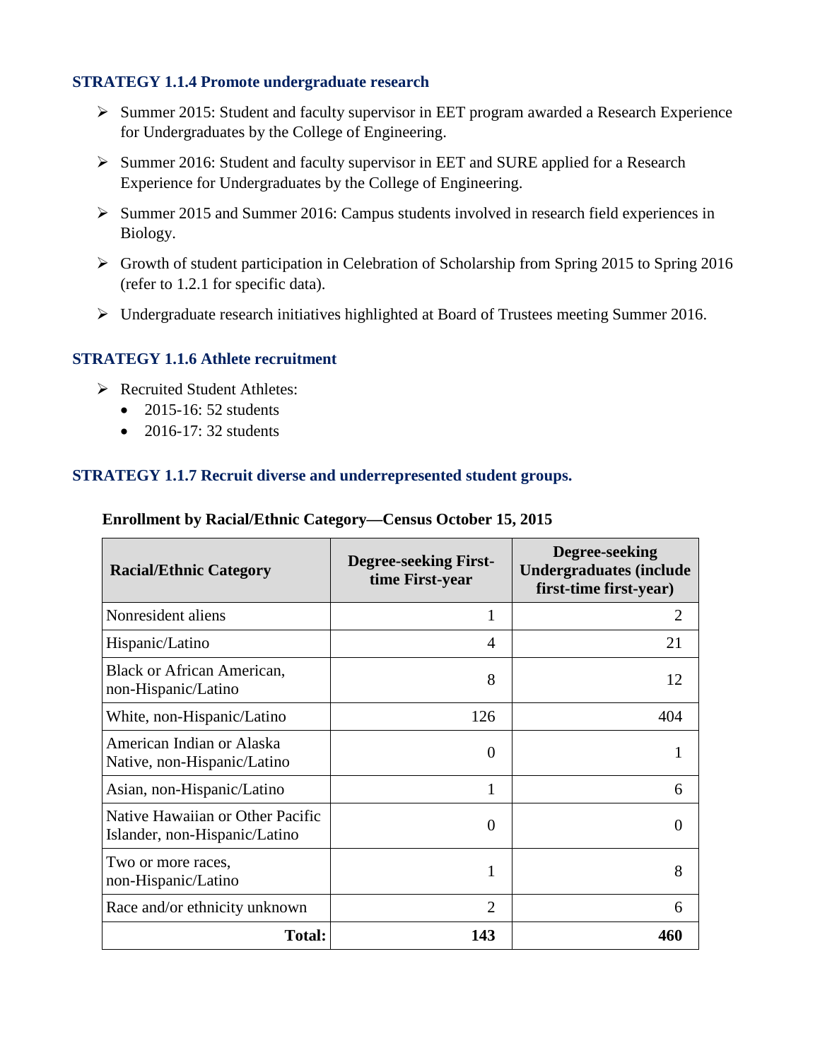### STRATEGY 1.1.4 Promote undergraduate research

- Summer 2015: Student and faculty supervisor in EET program awarded a Research Experience for Undergraduates by the College of Engineering.
- Summer 2016: Student and faculty supervisor in EET and SURE applied for a Research Experience for Undergraduates by the College of Engineering.
- Summer 2015 and Summer 2016: Campus students involved in research field experiences in Biology.
- Growth of student participation in Celebration of Scholarship from Spring 2015 to Spring 2016 (refer to 1.2.1 for specific data).
- Undergraduate research initiatives highlighted at Board of Trustees meeting Summer 2016.

### STRATEGY 1.1.6 Athlete recruitment

- Recruited Student Athletes:
  - 2015-16: 52 students
  - 2016-17: 32 students

### STRATEGY 1.1.7 Recruit diverse and underrepresented student groups.

**Enrollment by Racial/Ethnic Category—Census October 15, 2015**

| Racial/Ethnic Category | Degree-seeking First-time First-year | Degree-seeking Undergraduates (include first-time first-year) |
|---|---|---|
| Nonresident aliens | 1 | 2 |
| Hispanic/Latino | 4 | 21 |
| Black or African American, non-Hispanic/Latino | 8 | 12 |
| White, non-Hispanic/Latino | 126 | 404 |
| American Indian or Alaska Native, non-Hispanic/Latino | 0 | 1 |
| Asian, non-Hispanic/Latino | 1 | 6 |
| Native Hawaiian or Other Pacific Islander, non-Hispanic/Latino | 0 | 0 |
| Two or more races, non-Hispanic/Latino | 1 | 8 |
| Race and/or ethnicity unknown | 2 | 6 |
| **Total:** | **143** | **460** |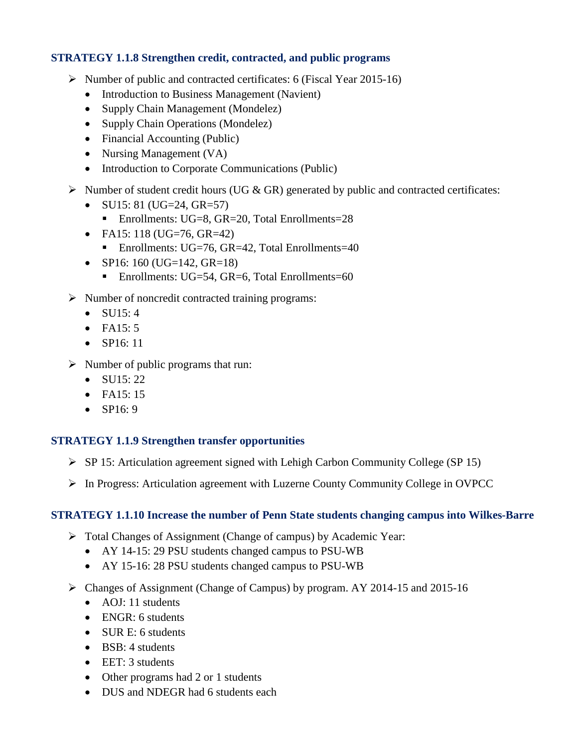### STRATEGY 1.1.8 Strengthen credit, contracted, and public programs

- Number of public and contracted certificates: 6 (Fiscal Year 2015-16)
  - Introduction to Business Management (Navient)
  - Supply Chain Management (Mondelez)
  - Supply Chain Operations (Mondelez)
  - Financial Accounting (Public)
  - Nursing Management (VA)
  - Introduction to Corporate Communications (Public)
- Number of student credit hours (UG & GR) generated by public and contracted certificates:
  - SU15: 81 (UG=24, GR=57)
    - Enrollments: UG=8, GR=20, Total Enrollments=28
  - FA15: 118 (UG=76, GR=42)
    - Enrollments: UG=76, GR=42, Total Enrollments=40
  - SP16: 160 (UG=142, GR=18)
    - Enrollments: UG=54, GR=6, Total Enrollments=60
- Number of noncredit contracted training programs:
  - SU15: 4
  - FA15: 5
  - SP16: 11
- Number of public programs that run:
  - SU15: 22
  - FA15: 15
  - SP16: 9

### STRATEGY 1.1.9 Strengthen transfer opportunities

- SP 15: Articulation agreement signed with Lehigh Carbon Community College (SP 15)
- In Progress: Articulation agreement with Luzerne County Community College in OVPCC

### STRATEGY 1.1.10 Increase the number of Penn State students changing campus into Wilkes-Barre

- Total Changes of Assignment (Change of campus) by Academic Year:
  - AY 14-15: 29 PSU students changed campus to PSU-WB
  - AY 15-16: 28 PSU students changed campus to PSU-WB
- Changes of Assignment (Change of Campus) by program. AY 2014-15 and 2015-16
  - AOJ: 11 students
  - ENGR: 6 students
  - SUR E: 6 students
  - BSB: 4 students
  - EET: 3 students
  - Other programs had 2 or 1 students
  - DUS and NDEGR had 6 students each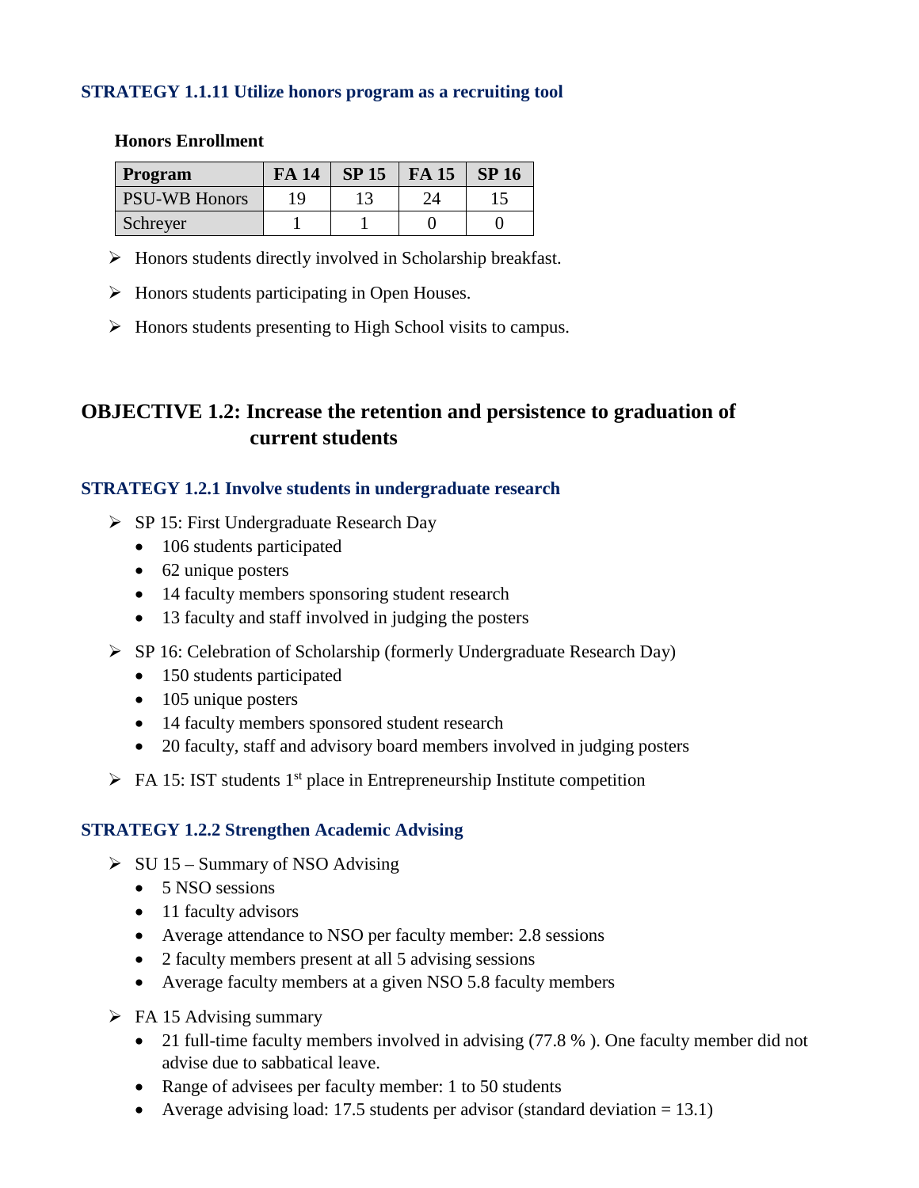### STRATEGY 1.1.11 Utilize honors program as a recruiting tool

**Honors Enrollment**

| Program | FA 14 | SP 15 | FA 15 | SP 16 |
|---|---|---|---|---|
| PSU-WB Honors | 19 | 13 | 24 | 15 |
| Schreyer | 1 | 1 | 0 | 0 |

- Honors students directly involved in Scholarship breakfast.
- Honors students participating in Open Houses.
- Honors students presenting to High School visits to campus.

## OBJECTIVE 1.2: Increase the retention and persistence to graduation of current students

### STRATEGY 1.2.1 Involve students in undergraduate research

- SP 15: First Undergraduate Research Day
  - 106 students participated
  - 62 unique posters
  - 14 faculty members sponsoring student research
  - 13 faculty and staff involved in judging the posters
- SP 16: Celebration of Scholarship (formerly Undergraduate Research Day)
  - 150 students participated
  - 105 unique posters
  - 14 faculty members sponsored student research
  - 20 faculty, staff and advisory board members involved in judging posters
- FA 15: IST students 1st place in Entrepreneurship Institute competition

### STRATEGY 1.2.2 Strengthen Academic Advising

- SU 15 – Summary of NSO Advising
  - 5 NSO sessions
  - 11 faculty advisors
  - Average attendance to NSO per faculty member: 2.8 sessions
  - 2 faculty members present at all 5 advising sessions
  - Average faculty members at a given NSO 5.8 faculty members
- FA 15 Advising summary
  - 21 full-time faculty members involved in advising (77.8 % ). One faculty member did not advise due to sabbatical leave.
  - Range of advisees per faculty member: 1 to 50 students
  - Average advising load: 17.5 students per advisor (standard deviation = 13.1)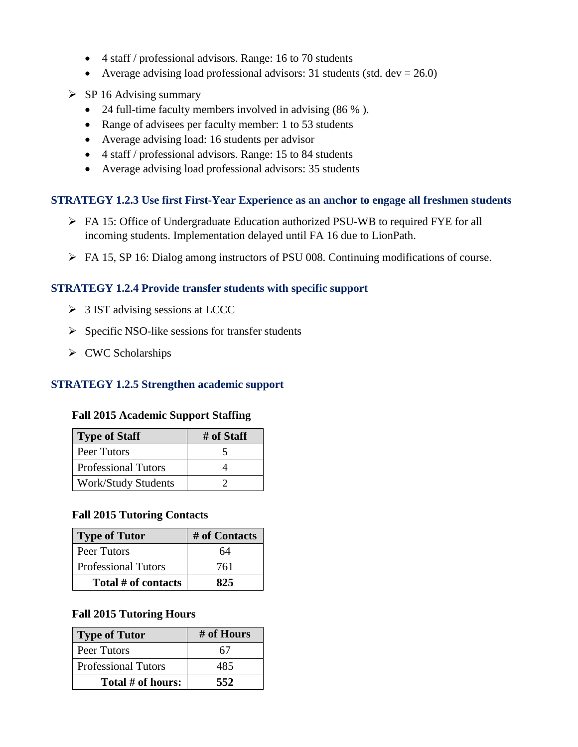- 4 staff / professional advisors. Range: 16 to 70 students
- Average advising load professional advisors: 31 students (std. dev = 26.0)

➢ SP 16 Advising summary

- 24 full-time faculty members involved in advising (86 % ).
- Range of advisees per faculty member: 1 to 53 students
- Average advising load: 16 students per advisor
- 4 staff / professional advisors. Range: 15 to 84 students
- Average advising load professional advisors: 35 students

### STRATEGY 1.2.3 Use first First-Year Experience as an anchor to engage all freshmen students

➢ FA 15: Office of Undergraduate Education authorized PSU-WB to required FYE for all incoming students. Implementation delayed until FA 16 due to LionPath.

➢ FA 15, SP 16: Dialog among instructors of PSU 008. Continuing modifications of course.

### STRATEGY 1.2.4 Provide transfer students with specific support

➢ 3 IST advising sessions at LCCC

➢ Specific NSO-like sessions for transfer students

➢ CWC Scholarships

### STRATEGY 1.2.5 Strengthen academic support

**Fall 2015 Academic Support Staffing**

| Type of Staff | # of Staff |
|---|---|
| Peer Tutors | 5 |
| Professional Tutors | 4 |
| Work/Study Students | 2 |

**Fall 2015 Tutoring Contacts**

| Type of Tutor | # of Contacts |
|---|---|
| Peer Tutors | 64 |
| Professional Tutors | 761 |
| **Total # of contacts** | **825** |

**Fall 2015 Tutoring Hours**

| Type of Tutor | # of Hours |
|---|---|
| Peer Tutors | 67 |
| Professional Tutors | 485 |
| **Total # of hours:** | **552** |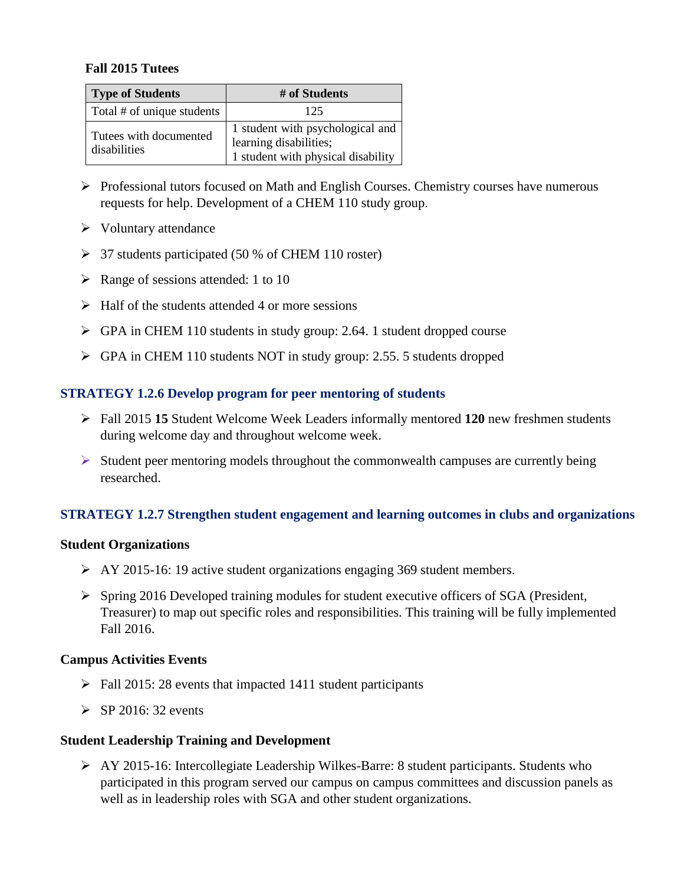**Fall 2015 Tutees**

| Type of Students | # of Students |
|---|---|
| Total # of unique students | 125 |
| Tutees with documented disabilities | 1 student with psychological and learning disabilities; 1 student with physical disability |

- Professional tutors focused on Math and English Courses. Chemistry courses have numerous requests for help. Development of a CHEM 110 study group.
- Voluntary attendance
- 37 students participated (50 % of CHEM 110 roster)
- Range of sessions attended: 1 to 10
- Half of the students attended 4 or more sessions
- GPA in CHEM 110 students in study group: 2.64. 1 student dropped course
- GPA in CHEM 110 students NOT in study group: 2.55. 5 students dropped

### STRATEGY 1.2.6 Develop program for peer mentoring of students

- Fall 2015 **15** Student Welcome Week Leaders informally mentored **120** new freshmen students during welcome day and throughout welcome week.
- Student peer mentoring models throughout the commonwealth campuses are currently being researched.

### STRATEGY 1.2.7 Strengthen student engagement and learning outcomes in clubs and organizations

**Student Organizations**

- AY 2015-16: 19 active student organizations engaging 369 student members.
- Spring 2016 Developed training modules for student executive officers of SGA (President, Treasurer) to map out specific roles and responsibilities. This training will be fully implemented Fall 2016.

**Campus Activities Events**

- Fall 2015: 28 events that impacted 1411 student participants
- SP 2016: 32 events

**Student Leadership Training and Development**

- AY 2015-16: Intercollegiate Leadership Wilkes-Barre: 8 student participants. Students who participated in this program served our campus on campus committees and discussion panels as well as in leadership roles with SGA and other student organizations.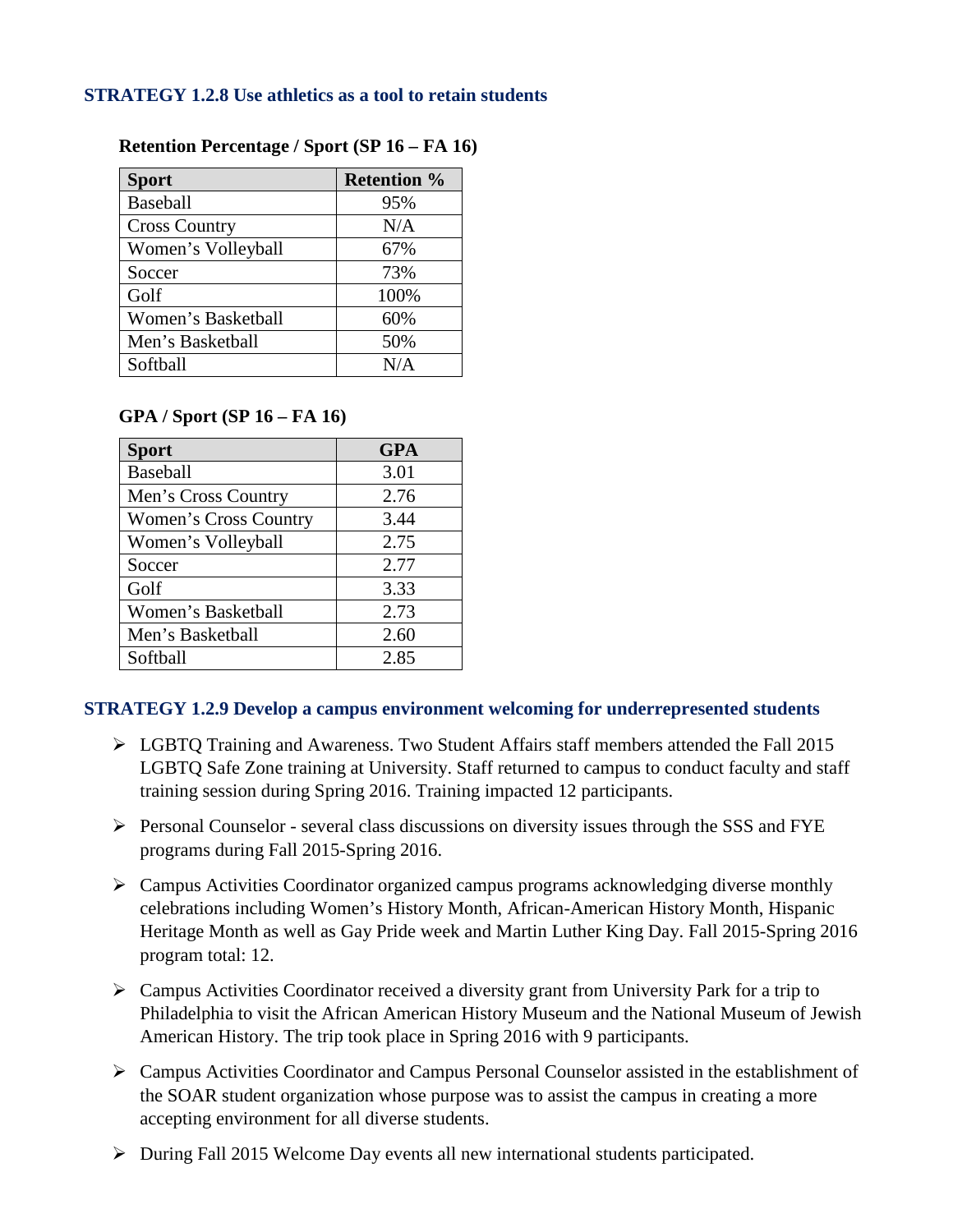### STRATEGY 1.2.8 Use athletics as a tool to retain students

**Retention Percentage / Sport (SP 16 – FA 16)**

| Sport | Retention % |
|---|---|
| Baseball | 95% |
| Cross Country | N/A |
| Women's Volleyball | 67% |
| Soccer | 73% |
| Golf | 100% |
| Women's Basketball | 60% |
| Men's Basketball | 50% |
| Softball | N/A |

**GPA / Sport (SP 16 – FA 16)**

| Sport | GPA |
|---|---|
| Baseball | 3.01 |
| Men's Cross Country | 2.76 |
| Women's Cross Country | 3.44 |
| Women's Volleyball | 2.75 |
| Soccer | 2.77 |
| Golf | 3.33 |
| Women's Basketball | 2.73 |
| Men's Basketball | 2.60 |
| Softball | 2.85 |

### STRATEGY 1.2.9 Develop a campus environment welcoming for underrepresented students

- LGBTQ Training and Awareness. Two Student Affairs staff members attended the Fall 2015 LGBTQ Safe Zone training at University. Staff returned to campus to conduct faculty and staff training session during Spring 2016. Training impacted 12 participants.
- Personal Counselor - several class discussions on diversity issues through the SSS and FYE programs during Fall 2015-Spring 2016.
- Campus Activities Coordinator organized campus programs acknowledging diverse monthly celebrations including Women's History Month, African-American History Month, Hispanic Heritage Month as well as Gay Pride week and Martin Luther King Day. Fall 2015-Spring 2016 program total: 12.
- Campus Activities Coordinator received a diversity grant from University Park for a trip to Philadelphia to visit the African American History Museum and the National Museum of Jewish American History. The trip took place in Spring 2016 with 9 participants.
- Campus Activities Coordinator and Campus Personal Counselor assisted in the establishment of the SOAR student organization whose purpose was to assist the campus in creating a more accepting environment for all diverse students.
- During Fall 2015 Welcome Day events all new international students participated.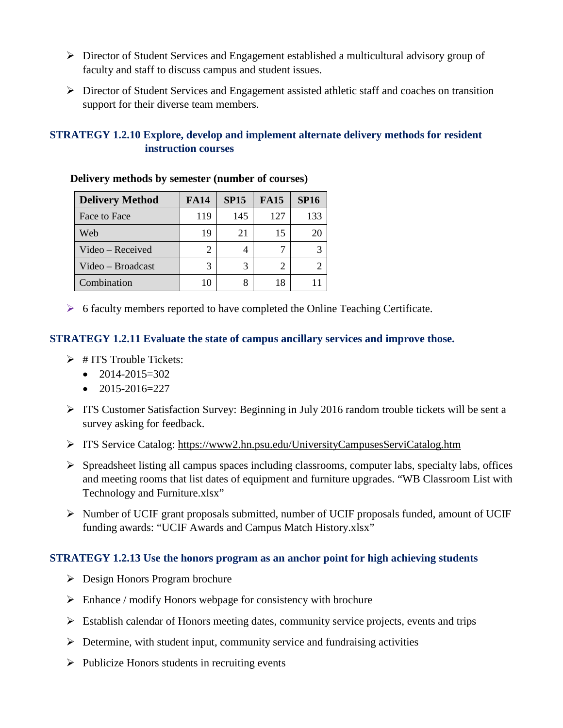- Director of Student Services and Engagement established a multicultural advisory group of faculty and staff to discuss campus and student issues.
- Director of Student Services and Engagement assisted athletic staff and coaches on transition support for their diverse team members.

### STRATEGY 1.2.10 Explore, develop and implement alternate delivery methods for resident instruction courses

**Delivery methods by semester (number of courses)**

| Delivery Method | FA14 | SP15 | FA15 | SP16 |
|---|---|---|---|---|
| Face to Face | 119 | 145 | 127 | 133 |
| Web | 19 | 21 | 15 | 20 |
| Video – Received | 2 | 4 | 7 | 3 |
| Video – Broadcast | 3 | 3 | 2 | 2 |
| Combination | 10 | 8 | 18 | 11 |

- 6 faculty members reported to have completed the Online Teaching Certificate.

### STRATEGY 1.2.11 Evaluate the state of campus ancillary services and improve those.

- # ITS Trouble Tickets:
  - 2014-2015=302
  - 2015-2016=227
- ITS Customer Satisfaction Survey: Beginning in July 2016 random trouble tickets will be sent a survey asking for feedback.
- ITS Service Catalog: https://www2.hn.psu.edu/UniversityCampusesServiCatalog.htm
- Spreadsheet listing all campus spaces including classrooms, computer labs, specialty labs, offices and meeting rooms that list dates of equipment and furniture upgrades. "WB Classroom List with Technology and Furniture.xlsx"
- Number of UCIF grant proposals submitted, number of UCIF proposals funded, amount of UCIF funding awards: "UCIF Awards and Campus Match History.xlsx"

### STRATEGY 1.2.13 Use the honors program as an anchor point for high achieving students

- Design Honors Program brochure
- Enhance / modify Honors webpage for consistency with brochure
- Establish calendar of Honors meeting dates, community service projects, events and trips
- Determine, with student input, community service and fundraising activities
- Publicize Honors students in recruiting events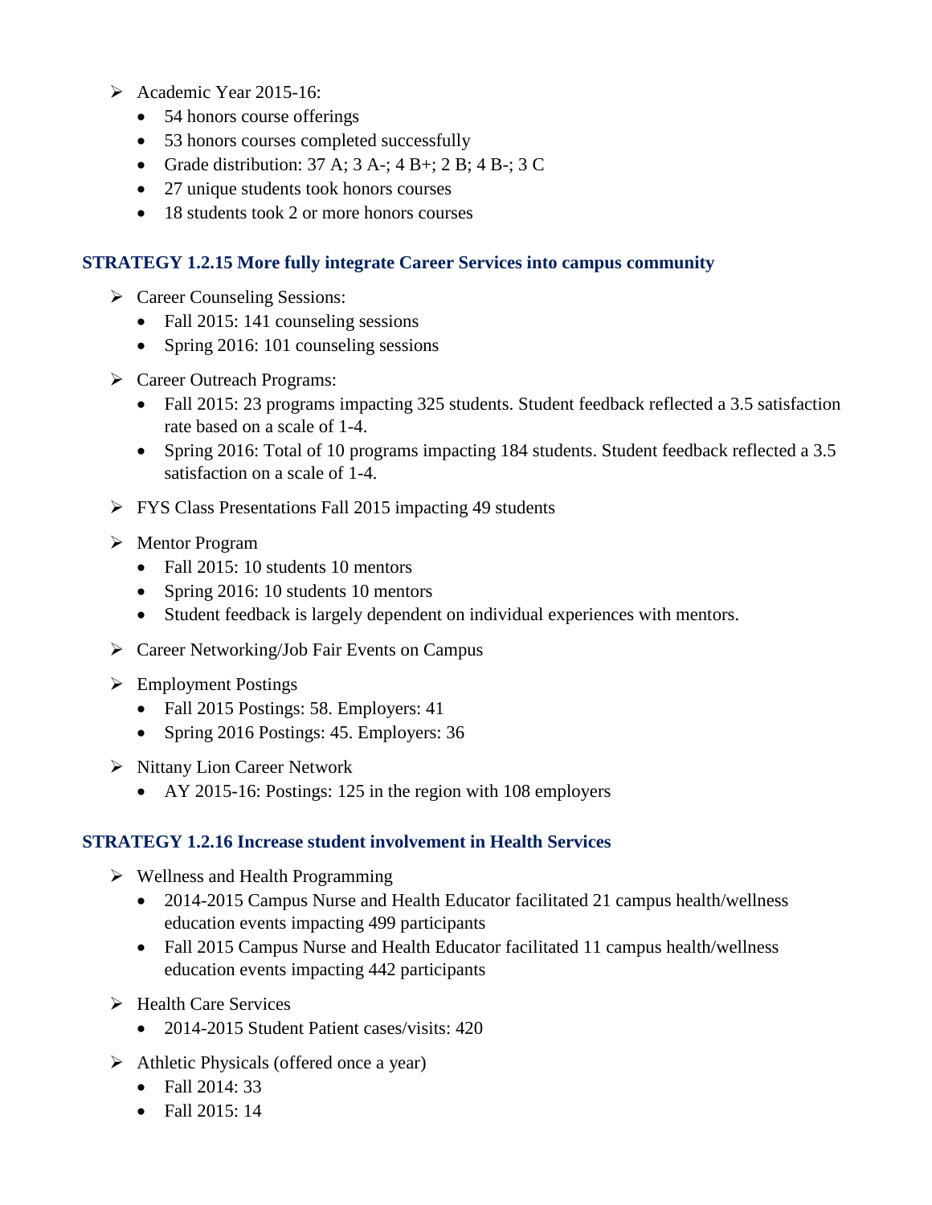- Academic Year 2015-16:
  - 54 honors course offerings
  - 53 honors courses completed successfully
  - Grade distribution: 37 A; 3 A-; 4 B+; 2 B; 4 B-; 3 C
  - 27 unique students took honors courses
  - 18 students took 2 or more honors courses

### STRATEGY 1.2.15 More fully integrate Career Services into campus community

- Career Counseling Sessions:
  - Fall 2015: 141 counseling sessions
  - Spring 2016: 101 counseling sessions
- Career Outreach Programs:
  - Fall 2015: 23 programs impacting 325 students. Student feedback reflected a 3.5 satisfaction rate based on a scale of 1-4.
  - Spring 2016: Total of 10 programs impacting 184 students. Student feedback reflected a 3.5 satisfaction on a scale of 1-4.
- FYS Class Presentations Fall 2015 impacting 49 students
- Mentor Program
  - Fall 2015: 10 students 10 mentors
  - Spring 2016: 10 students 10 mentors
  - Student feedback is largely dependent on individual experiences with mentors.
- Career Networking/Job Fair Events on Campus
- Employment Postings
  - Fall 2015 Postings: 58. Employers: 41
  - Spring 2016 Postings: 45. Employers: 36
- Nittany Lion Career Network
  - AY 2015-16: Postings: 125 in the region with 108 employers

### STRATEGY 1.2.16 Increase student involvement in Health Services

- Wellness and Health Programming
  - 2014-2015 Campus Nurse and Health Educator facilitated 21 campus health/wellness education events impacting 499 participants
  - Fall 2015 Campus Nurse and Health Educator facilitated 11 campus health/wellness education events impacting 442 participants
- Health Care Services
  - 2014-2015 Student Patient cases/visits: 420
- Athletic Physicals (offered once a year)
  - Fall 2014: 33
  - Fall 2015: 14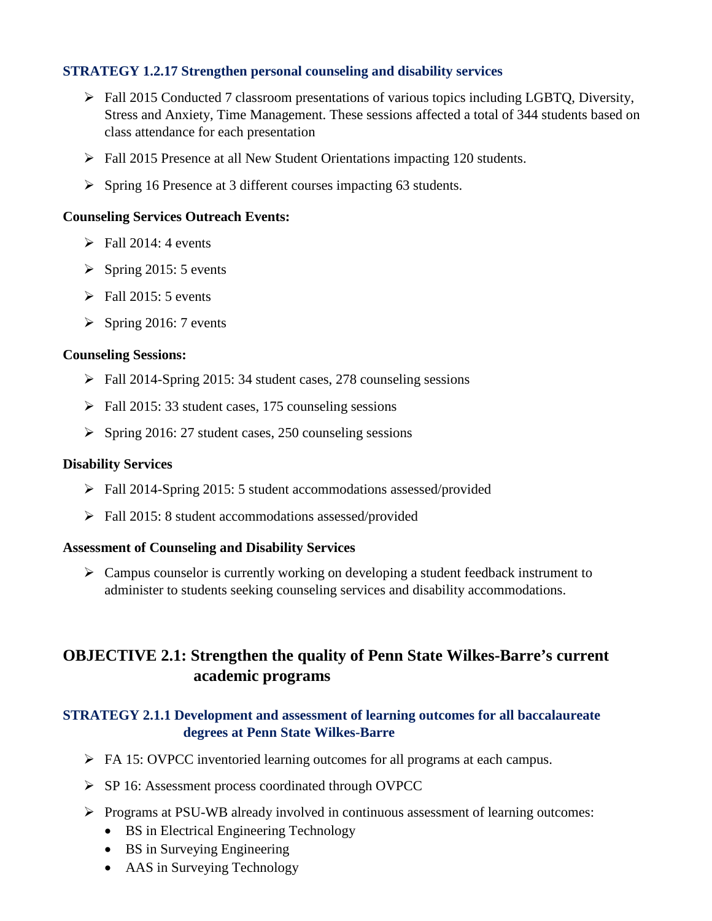### STRATEGY 1.2.17 Strengthen personal counseling and disability services

- Fall 2015 Conducted 7 classroom presentations of various topics including LGBTQ, Diversity, Stress and Anxiety, Time Management. These sessions affected a total of 344 students based on class attendance for each presentation
- Fall 2015 Presence at all New Student Orientations impacting 120 students.
- Spring 16 Presence at 3 different courses impacting 63 students.

**Counseling Services Outreach Events:**

- Fall 2014: 4 events
- Spring 2015: 5 events
- Fall 2015: 5 events
- Spring 2016: 7 events

**Counseling Sessions:**

- Fall 2014-Spring 2015: 34 student cases, 278 counseling sessions
- Fall 2015: 33 student cases, 175 counseling sessions
- Spring 2016: 27 student cases, 250 counseling sessions

**Disability Services**

- Fall 2014-Spring 2015: 5 student accommodations assessed/provided
- Fall 2015: 8 student accommodations assessed/provided

**Assessment of Counseling and Disability Services**

- Campus counselor is currently working on developing a student feedback instrument to administer to students seeking counseling services and disability accommodations.

## OBJECTIVE 2.1: Strengthen the quality of Penn State Wilkes-Barre's current academic programs

### STRATEGY 2.1.1 Development and assessment of learning outcomes for all baccalaureate degrees at Penn State Wilkes-Barre

- FA 15: OVPCC inventoried learning outcomes for all programs at each campus.
- SP 16: Assessment process coordinated through OVPCC
- Programs at PSU-WB already involved in continuous assessment of learning outcomes:
  - BS in Electrical Engineering Technology
  - BS in Surveying Engineering
  - AAS in Surveying Technology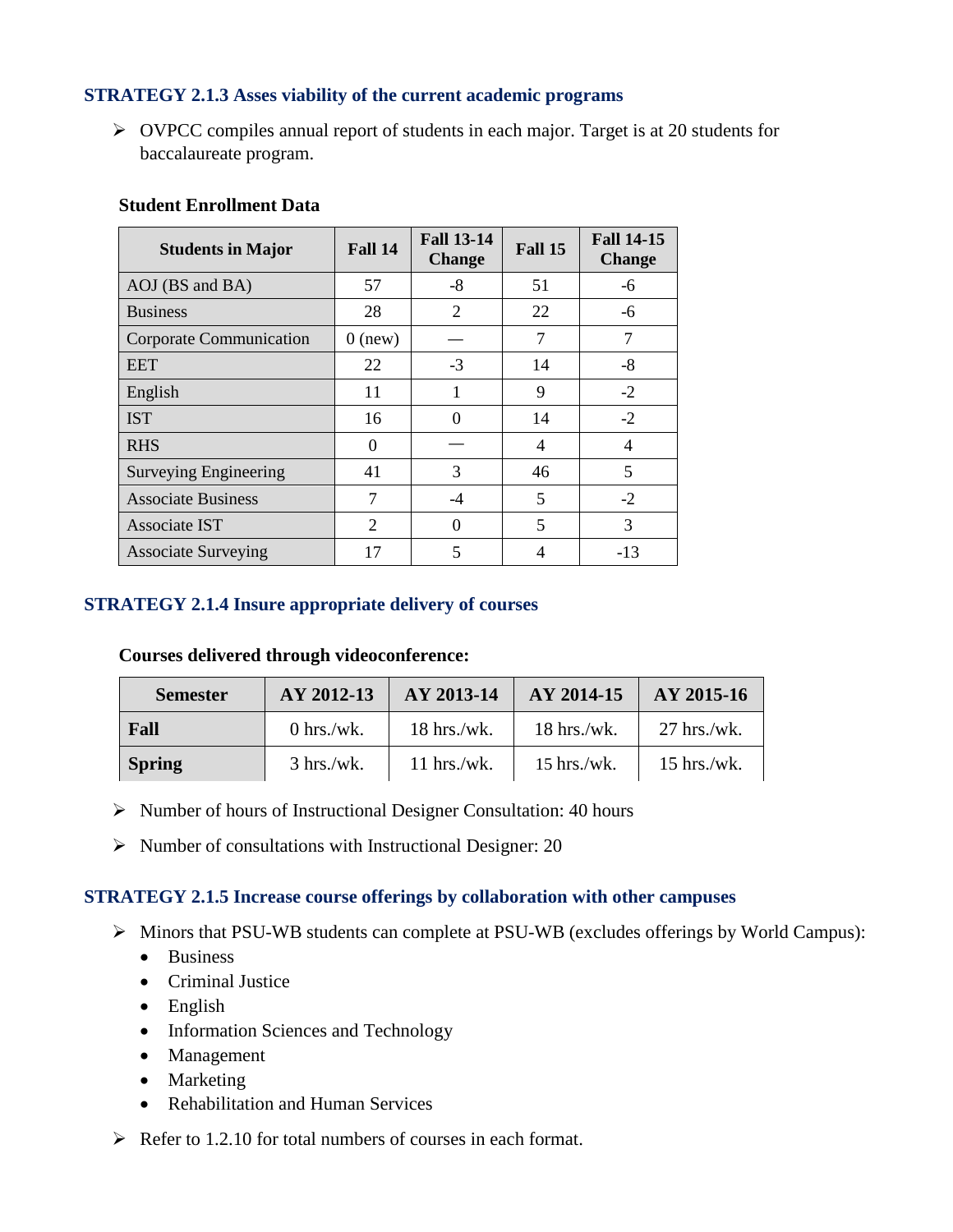### STRATEGY 2.1.3 Asses viability of the current academic programs

- OVPCC compiles annual report of students in each major. Target is at 20 students for baccalaureate program.

**Student Enrollment Data**

| Students in Major | Fall 14 | Fall 13-14 Change | Fall 15 | Fall 14-15 Change |
|---|---|---|---|---|
| AOJ (BS and BA) | 57 | -8 | 51 | -6 |
| Business | 28 | 2 | 22 | -6 |
| Corporate Communication | 0 (new) | — | 7 | 7 |
| EET | 22 | -3 | 14 | -8 |
| English | 11 | 1 | 9 | -2 |
| IST | 16 | 0 | 14 | -2 |
| RHS | 0 | — | 4 | 4 |
| Surveying Engineering | 41 | 3 | 46 | 5 |
| Associate Business | 7 | -4 | 5 | -2 |
| Associate IST | 2 | 0 | 5 | 3 |
| Associate Surveying | 17 | 5 | 4 | -13 |

### STRATEGY 2.1.4 Insure appropriate delivery of courses

**Courses delivered through videoconference:**

| Semester | AY 2012-13 | AY 2013-14 | AY 2014-15 | AY 2015-16 |
|---|---|---|---|---|
| **Fall** | 0 hrs./wk. | 18 hrs./wk. | 18 hrs./wk. | 27 hrs./wk. |
| **Spring** | 3 hrs./wk. | 11 hrs./wk. | 15 hrs./wk. | 15 hrs./wk. |

- Number of hours of Instructional Designer Consultation: 40 hours
- Number of consultations with Instructional Designer: 20

### STRATEGY 2.1.5 Increase course offerings by collaboration with other campuses

- Minors that PSU-WB students can complete at PSU-WB (excludes offerings by World Campus):
  - Business
  - Criminal Justice
  - English
  - Information Sciences and Technology
  - Management
  - Marketing
  - Rehabilitation and Human Services
- Refer to 1.2.10 for total numbers of courses in each format.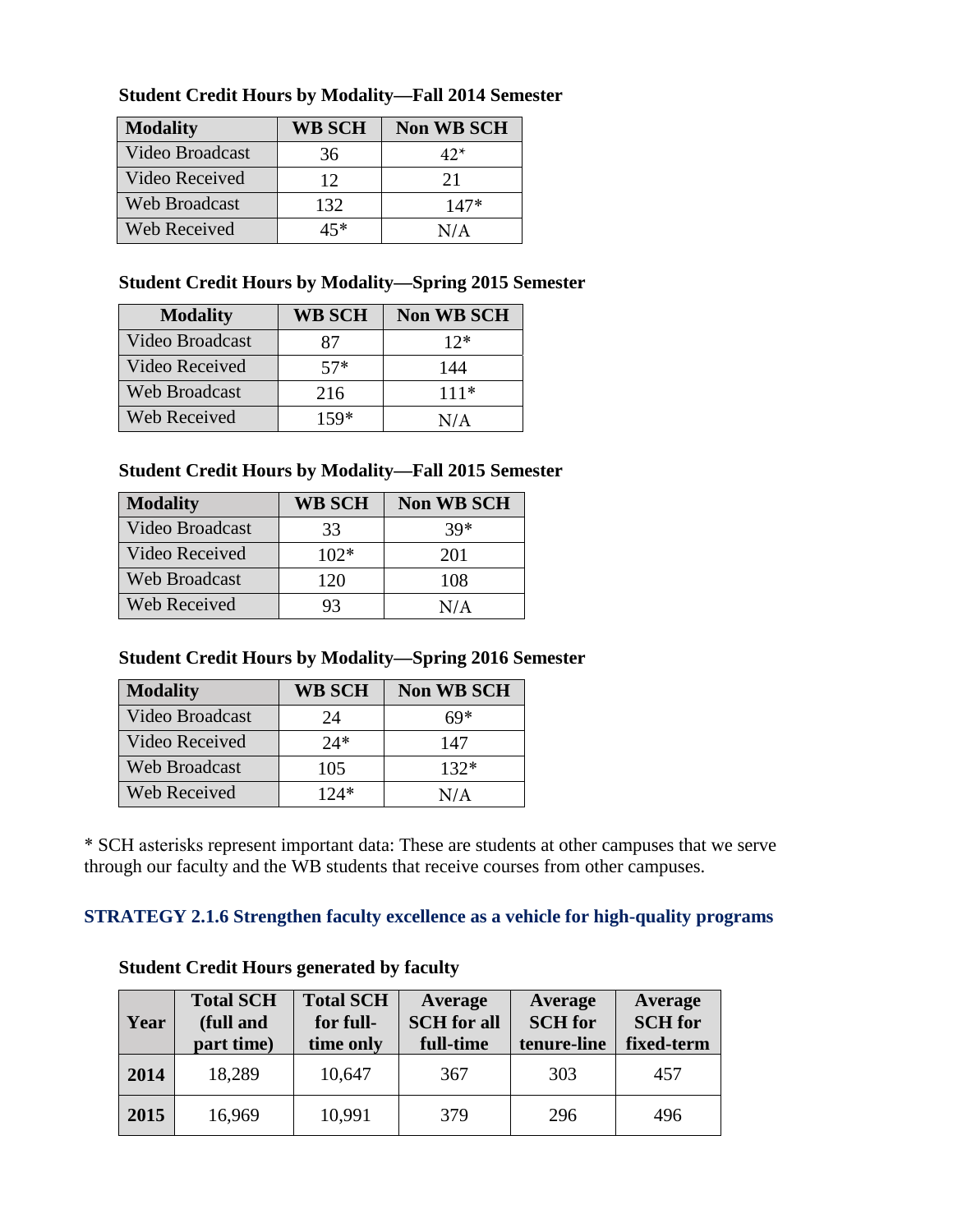**Student Credit Hours by Modality—Fall 2014 Semester**

| Modality | WB SCH | Non WB SCH |
|---|---|---|
| Video Broadcast | 36 | 42* |
| Video Received | 12 | 21 |
| Web Broadcast | 132 | 147* |
| Web Received | 45* | N/A |

**Student Credit Hours by Modality—Spring 2015 Semester**

| Modality | WB SCH | Non WB SCH |
|---|---|---|
| Video Broadcast | 87 | 12* |
| Video Received | 57* | 144 |
| Web Broadcast | 216 | 111* |
| Web Received | 159* | N/A |

**Student Credit Hours by Modality—Fall 2015 Semester**

| Modality | WB SCH | Non WB SCH |
|---|---|---|
| Video Broadcast | 33 | 39* |
| Video Received | 102* | 201 |
| Web Broadcast | 120 | 108 |
| Web Received | 93 | N/A |

**Student Credit Hours by Modality—Spring 2016 Semester**

| Modality | WB SCH | Non WB SCH |
|---|---|---|
| Video Broadcast | 24 | 69* |
| Video Received | 24* | 147 |
| Web Broadcast | 105 | 132* |
| Web Received | 124* | N/A |

* SCH asterisks represent important data: These are students at other campuses that we serve through our faculty and the WB students that receive courses from other campuses.

### STRATEGY 2.1.6 Strengthen faculty excellence as a vehicle for high-quality programs

**Student Credit Hours generated by faculty**

| Year | Total SCH (full and part time) | Total SCH for full-time only | Average SCH for all full-time | Average SCH for tenure-line | Average SCH for fixed-term |
|---|---|---|---|---|---|
| **2014** | 18,289 | 10,647 | 367 | 303 | 457 |
| **2015** | 16,969 | 10,991 | 379 | 296 | 496 |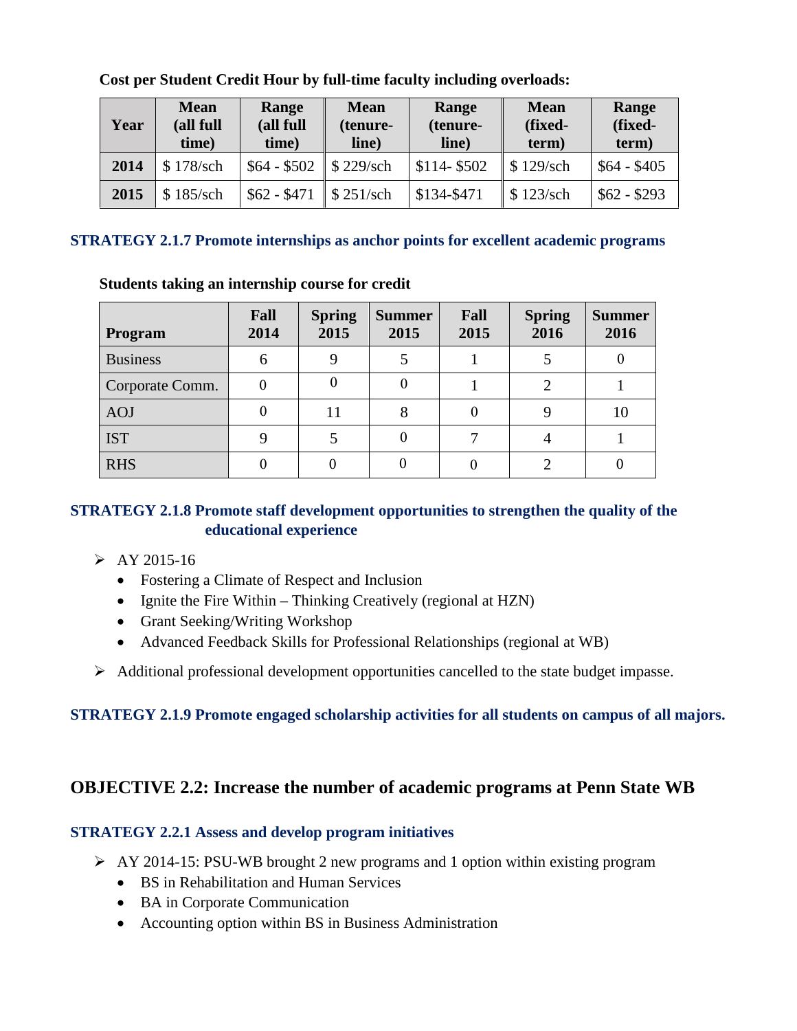**Cost per Student Credit Hour by full-time faculty including overloads:**

| Year | Mean (all full time) | Range (all full time) | Mean (tenure-line) | Range (tenure-line) | Mean (fixed-term) | Range (fixed-term) |
|---|---|---|---|---|---|---|
| **2014** | $ 178/sch | $64 - $502 | $ 229/sch | $114- $502 | $ 129/sch | $64 - $405 |
| **2015** | $ 185/sch | $62 - $471 | $ 251/sch | $134-$471 | $ 123/sch | $62 - $293 |

### STRATEGY 2.1.7 Promote internships as anchor points for excellent academic programs

**Students taking an internship course for credit**

| Program | Fall 2014 | Spring 2015 | Summer 2015 | Fall 2015 | Spring 2016 | Summer 2016 |
|---|---|---|---|---|---|---|
| Business | 6 | 9 | 5 | 1 | 5 | 0 |
| Corporate Comm. | 0 | 0 | 0 | 1 | 2 | 1 |
| AOJ | 0 | 11 | 8 | 0 | 9 | 10 |
| IST | 9 | 5 | 0 | 7 | 4 | 1 |
| RHS | 0 | 0 | 0 | 0 | 2 | 0 |

### STRATEGY 2.1.8 Promote staff development opportunities to strengthen the quality of the educational experience

- AY 2015-16
  - Fostering a Climate of Respect and Inclusion
  - Ignite the Fire Within – Thinking Creatively (regional at HZN)
  - Grant Seeking/Writing Workshop
  - Advanced Feedback Skills for Professional Relationships (regional at WB)
- Additional professional development opportunities cancelled to the state budget impasse.

### STRATEGY 2.1.9 Promote engaged scholarship activities for all students on campus of all majors.

## OBJECTIVE 2.2: Increase the number of academic programs at Penn State WB

### STRATEGY 2.2.1 Assess and develop program initiatives

- AY 2014-15: PSU-WB brought 2 new programs and 1 option within existing program
  - BS in Rehabilitation and Human Services
  - BA in Corporate Communication
  - Accounting option within BS in Business Administration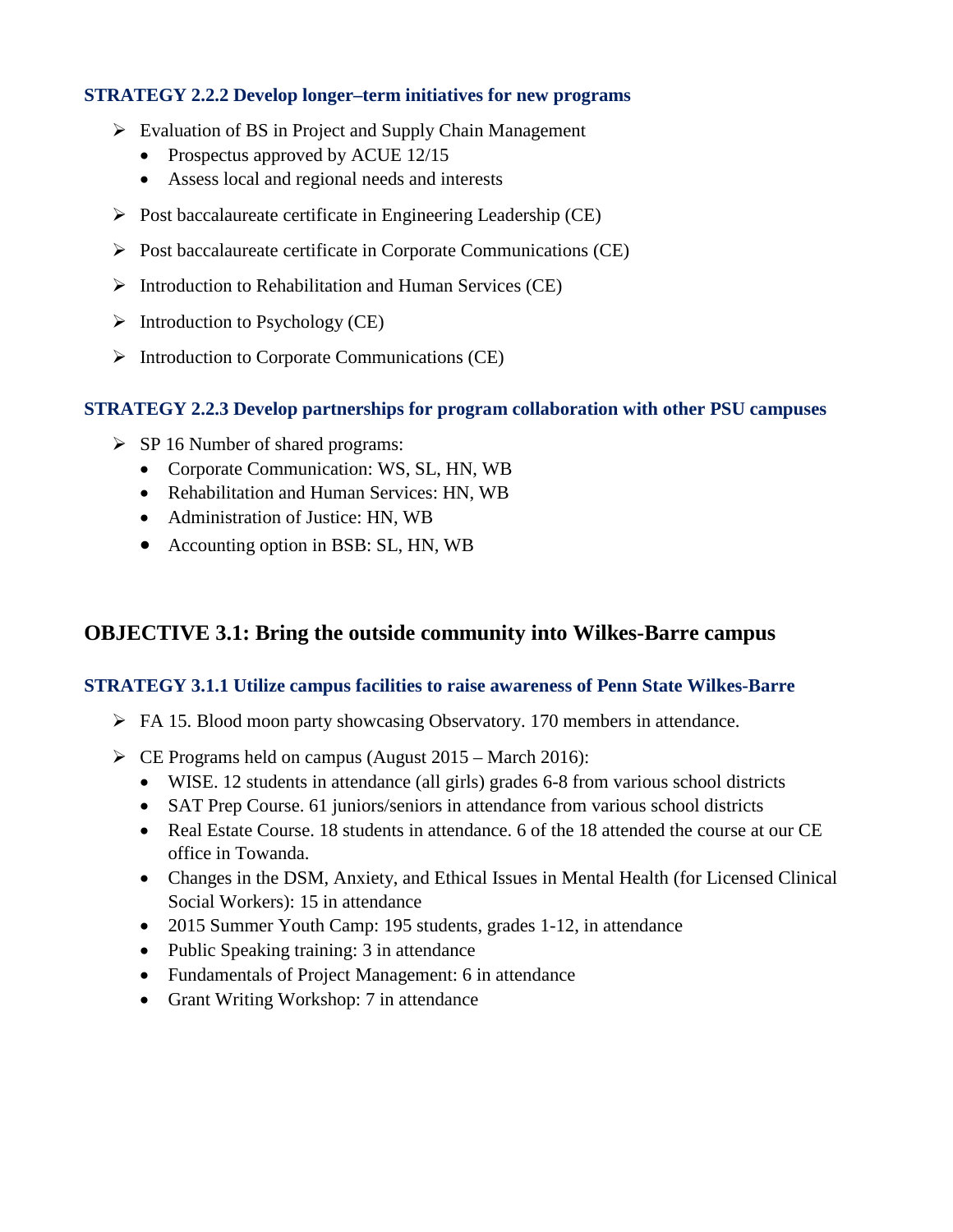### STRATEGY 2.2.2 Develop longer–term initiatives for new programs

- Evaluation of BS in Project and Supply Chain Management
  - Prospectus approved by ACUE 12/15
  - Assess local and regional needs and interests
- Post baccalaureate certificate in Engineering Leadership (CE)
- Post baccalaureate certificate in Corporate Communications (CE)
- Introduction to Rehabilitation and Human Services (CE)
- Introduction to Psychology (CE)
- Introduction to Corporate Communications (CE)

### STRATEGY 2.2.3 Develop partnerships for program collaboration with other PSU campuses

- SP 16 Number of shared programs:
  - Corporate Communication: WS, SL, HN, WB
  - Rehabilitation and Human Services: HN, WB
  - Administration of Justice: HN, WB
  - Accounting option in BSB: SL, HN, WB

## OBJECTIVE 3.1: Bring the outside community into Wilkes-Barre campus

### STRATEGY 3.1.1 Utilize campus facilities to raise awareness of Penn State Wilkes-Barre

- FA 15. Blood moon party showcasing Observatory. 170 members in attendance.
- CE Programs held on campus (August 2015 – March 2016):
  - WISE. 12 students in attendance (all girls) grades 6-8 from various school districts
  - SAT Prep Course. 61 juniors/seniors in attendance from various school districts
  - Real Estate Course. 18 students in attendance. 6 of the 18 attended the course at our CE office in Towanda.
  - Changes in the DSM, Anxiety, and Ethical Issues in Mental Health (for Licensed Clinical Social Workers): 15 in attendance
  - 2015 Summer Youth Camp: 195 students, grades 1-12, in attendance
  - Public Speaking training: 3 in attendance
  - Fundamentals of Project Management: 6 in attendance
  - Grant Writing Workshop: 7 in attendance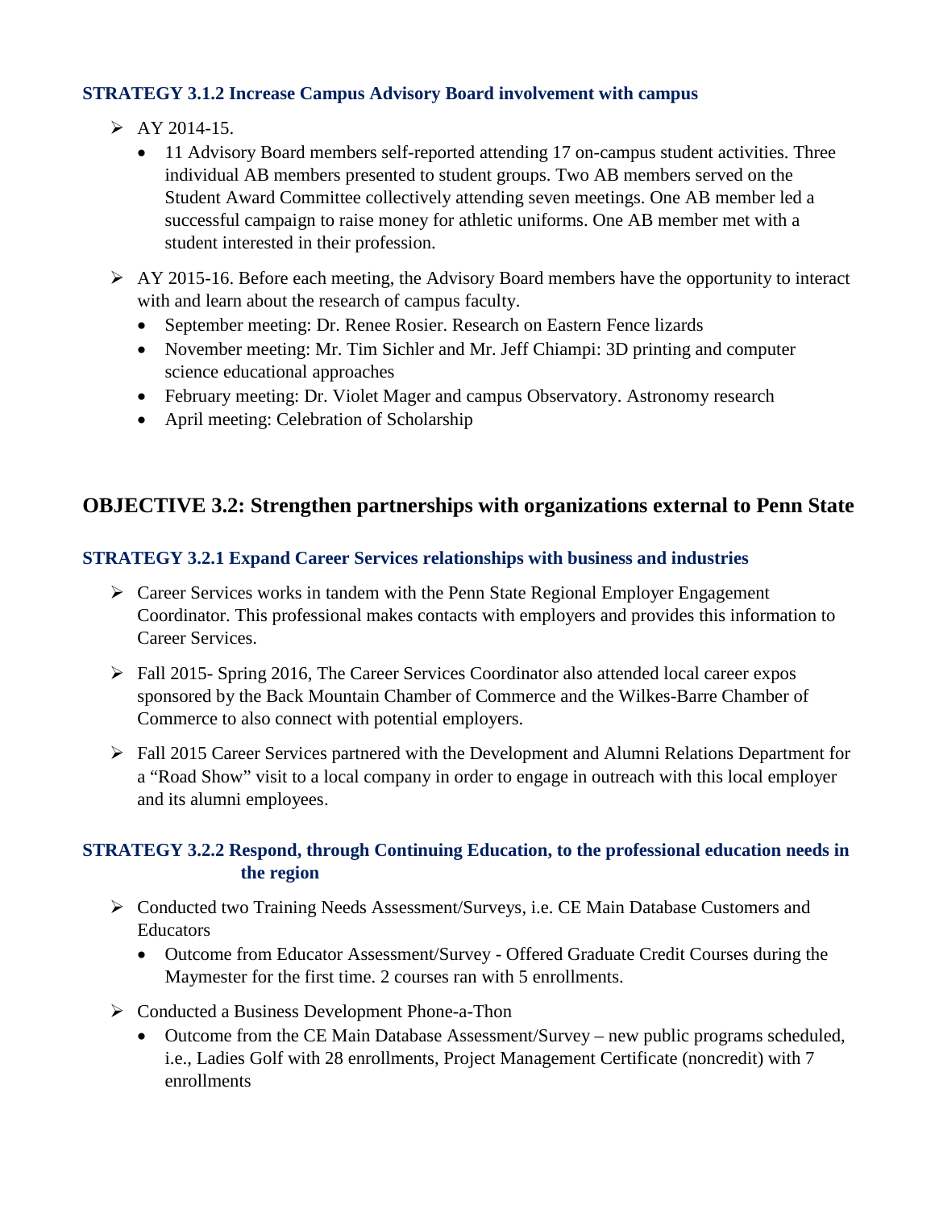### STRATEGY 3.1.2 Increase Campus Advisory Board involvement with campus

- AY 2014-15.
  - 11 Advisory Board members self-reported attending 17 on-campus student activities. Three individual AB members presented to student groups. Two AB members served on the Student Award Committee collectively attending seven meetings. One AB member led a successful campaign to raise money for athletic uniforms. One AB member met with a student interested in their profession.
- AY 2015-16. Before each meeting, the Advisory Board members have the opportunity to interact with and learn about the research of campus faculty.
  - September meeting: Dr. Renee Rosier. Research on Eastern Fence lizards
  - November meeting: Mr. Tim Sichler and Mr. Jeff Chiampi: 3D printing and computer science educational approaches
  - February meeting: Dr. Violet Mager and campus Observatory. Astronomy research
  - April meeting: Celebration of Scholarship

## OBJECTIVE 3.2: Strengthen partnerships with organizations external to Penn State

### STRATEGY 3.2.1 Expand Career Services relationships with business and industries

- Career Services works in tandem with the Penn State Regional Employer Engagement Coordinator. This professional makes contacts with employers and provides this information to Career Services.
- Fall 2015- Spring 2016, The Career Services Coordinator also attended local career expos sponsored by the Back Mountain Chamber of Commerce and the Wilkes-Barre Chamber of Commerce to also connect with potential employers.
- Fall 2015 Career Services partnered with the Development and Alumni Relations Department for a "Road Show" visit to a local company in order to engage in outreach with this local employer and its alumni employees.

### STRATEGY 3.2.2 Respond, through Continuing Education, to the professional education needs in the region

- Conducted two Training Needs Assessment/Surveys, i.e. CE Main Database Customers and Educators
  - Outcome from Educator Assessment/Survey - Offered Graduate Credit Courses during the Maymester for the first time. 2 courses ran with 5 enrollments.
- Conducted a Business Development Phone-a-Thon
  - Outcome from the CE Main Database Assessment/Survey – new public programs scheduled, i.e., Ladies Golf with 28 enrollments, Project Management Certificate (noncredit) with 7 enrollments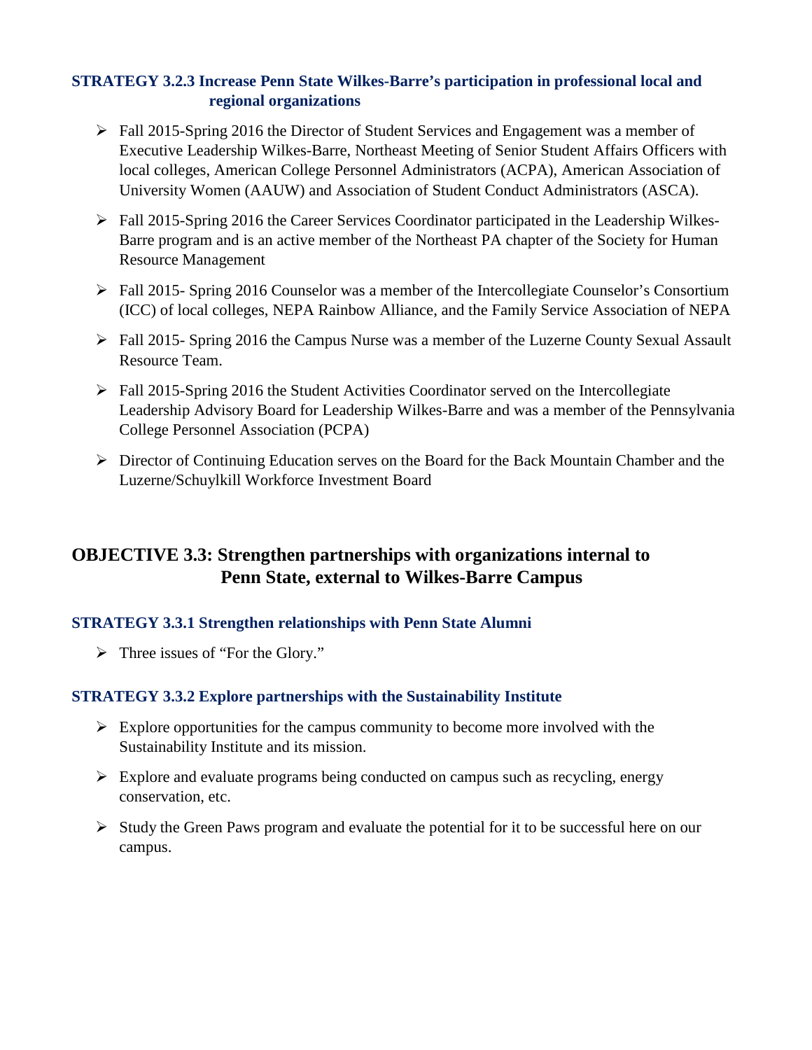### STRATEGY 3.2.3 Increase Penn State Wilkes-Barre's participation in professional local and regional organizations

- Fall 2015-Spring 2016 the Director of Student Services and Engagement was a member of Executive Leadership Wilkes-Barre, Northeast Meeting of Senior Student Affairs Officers with local colleges, American College Personnel Administrators (ACPA), American Association of University Women (AAUW) and Association of Student Conduct Administrators (ASCA).

- Fall 2015-Spring 2016 the Career Services Coordinator participated in the Leadership Wilkes-Barre program and is an active member of the Northeast PA chapter of the Society for Human Resource Management

- Fall 2015- Spring 2016 Counselor was a member of the Intercollegiate Counselor's Consortium (ICC) of local colleges, NEPA Rainbow Alliance, and the Family Service Association of NEPA

- Fall 2015- Spring 2016 the Campus Nurse was a member of the Luzerne County Sexual Assault Resource Team.

- Fall 2015-Spring 2016 the Student Activities Coordinator served on the Intercollegiate Leadership Advisory Board for Leadership Wilkes-Barre and was a member of the Pennsylvania College Personnel Association (PCPA)

- Director of Continuing Education serves on the Board for the Back Mountain Chamber and the Luzerne/Schuylkill Workforce Investment Board

## OBJECTIVE 3.3: Strengthen partnerships with organizations internal to Penn State, external to Wilkes-Barre Campus

### STRATEGY 3.3.1 Strengthen relationships with Penn State Alumni

- Three issues of "For the Glory."

### STRATEGY 3.3.2 Explore partnerships with the Sustainability Institute

- Explore opportunities for the campus community to become more involved with the Sustainability Institute and its mission.

- Explore and evaluate programs being conducted on campus such as recycling, energy conservation, etc.

- Study the Green Paws program and evaluate the potential for it to be successful here on our campus.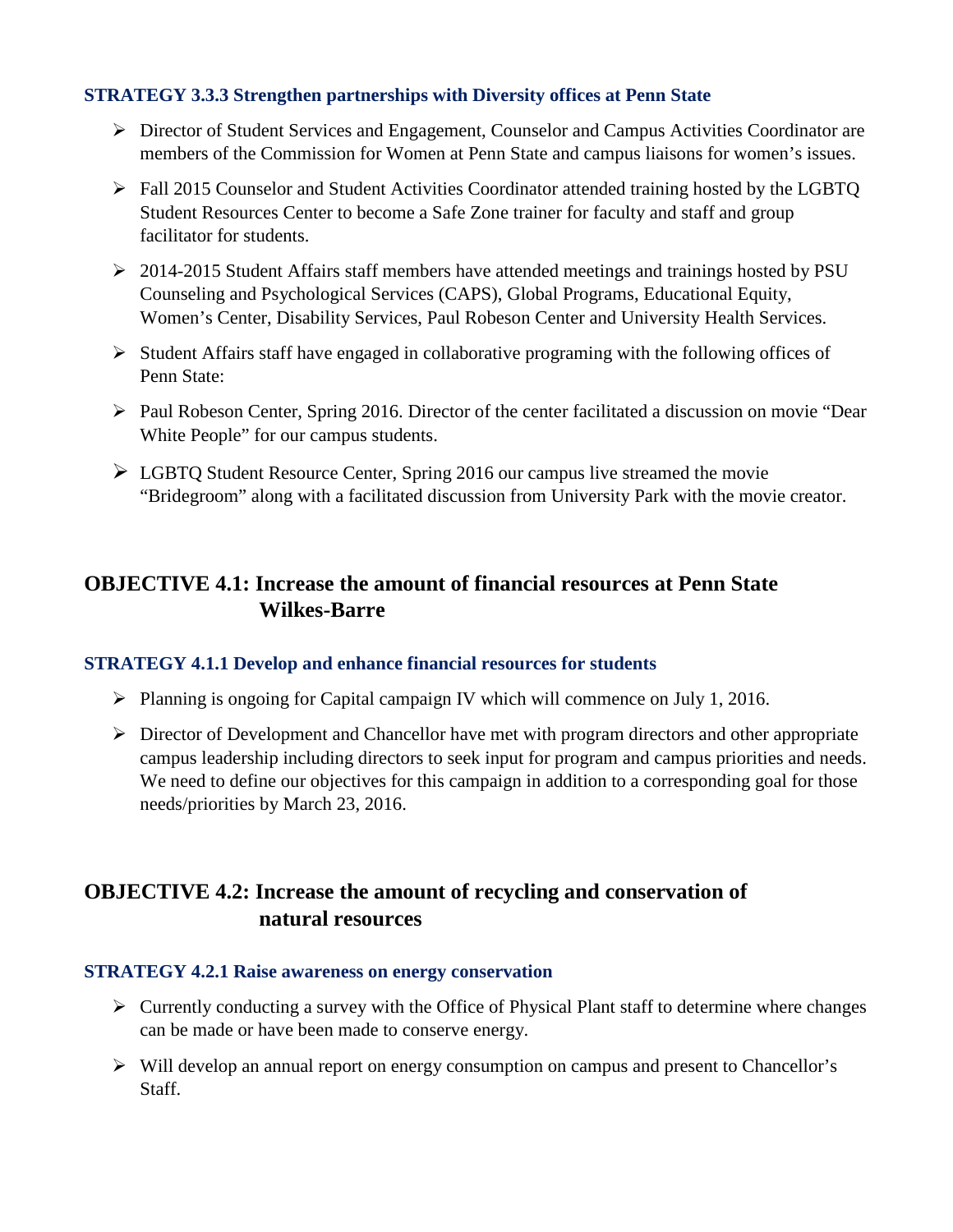### STRATEGY 3.3.3 Strengthen partnerships with Diversity offices at Penn State

- Director of Student Services and Engagement, Counselor and Campus Activities Coordinator are members of the Commission for Women at Penn State and campus liaisons for women's issues.
- Fall 2015 Counselor and Student Activities Coordinator attended training hosted by the LGBTQ Student Resources Center to become a Safe Zone trainer for faculty and staff and group facilitator for students.
- 2014-2015 Student Affairs staff members have attended meetings and trainings hosted by PSU Counseling and Psychological Services (CAPS), Global Programs, Educational Equity, Women's Center, Disability Services, Paul Robeson Center and University Health Services.
- Student Affairs staff have engaged in collaborative programing with the following offices of Penn State:
- Paul Robeson Center, Spring 2016. Director of the center facilitated a discussion on movie "Dear White People" for our campus students.
- LGBTQ Student Resource Center, Spring 2016 our campus live streamed the movie "Bridegroom" along with a facilitated discussion from University Park with the movie creator.

## OBJECTIVE 4.1: Increase the amount of financial resources at Penn State Wilkes-Barre

### STRATEGY 4.1.1 Develop and enhance financial resources for students

- Planning is ongoing for Capital campaign IV which will commence on July 1, 2016.
- Director of Development and Chancellor have met with program directors and other appropriate campus leadership including directors to seek input for program and campus priorities and needs. We need to define our objectives for this campaign in addition to a corresponding goal for those needs/priorities by March 23, 2016.

## OBJECTIVE 4.2: Increase the amount of recycling and conservation of natural resources

### STRATEGY 4.2.1 Raise awareness on energy conservation

- Currently conducting a survey with the Office of Physical Plant staff to determine where changes can be made or have been made to conserve energy.
- Will develop an annual report on energy consumption on campus and present to Chancellor's Staff.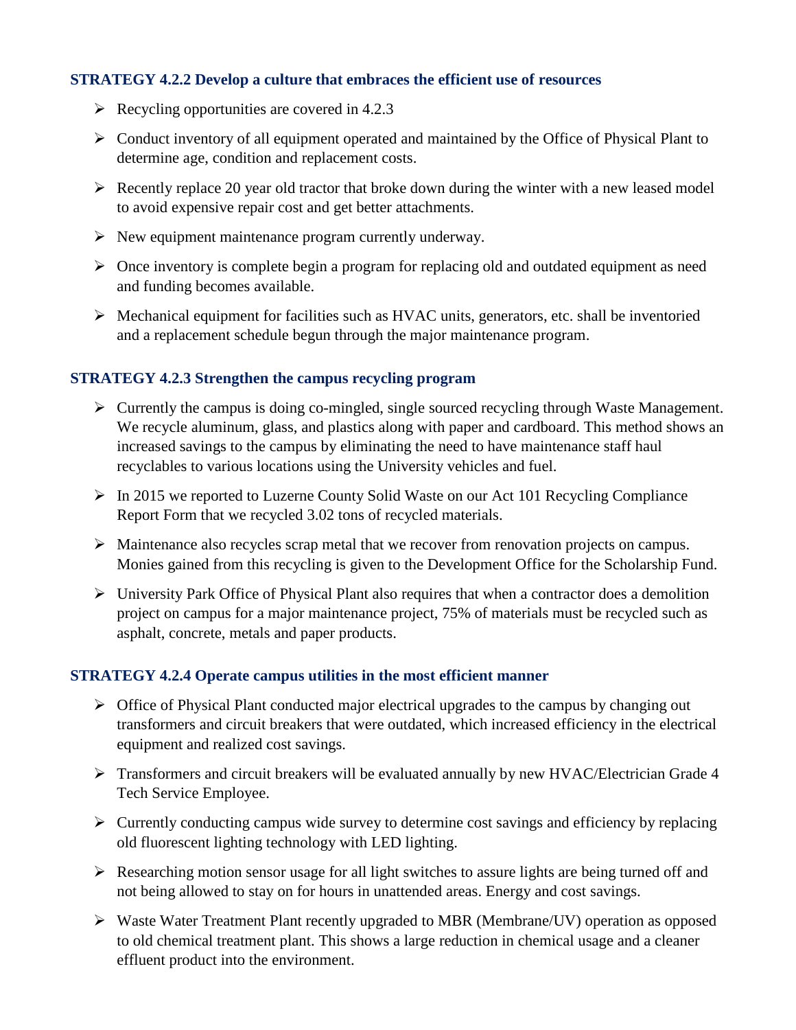### STRATEGY 4.2.2 Develop a culture that embraces the efficient use of resources

- Recycling opportunities are covered in 4.2.3
- Conduct inventory of all equipment operated and maintained by the Office of Physical Plant to determine age, condition and replacement costs.
- Recently replace 20 year old tractor that broke down during the winter with a new leased model to avoid expensive repair cost and get better attachments.
- New equipment maintenance program currently underway.
- Once inventory is complete begin a program for replacing old and outdated equipment as need and funding becomes available.
- Mechanical equipment for facilities such as HVAC units, generators, etc. shall be inventoried and a replacement schedule begun through the major maintenance program.

### STRATEGY 4.2.3 Strengthen the campus recycling program

- Currently the campus is doing co-mingled, single sourced recycling through Waste Management. We recycle aluminum, glass, and plastics along with paper and cardboard. This method shows an increased savings to the campus by eliminating the need to have maintenance staff haul recyclables to various locations using the University vehicles and fuel.
- In 2015 we reported to Luzerne County Solid Waste on our Act 101 Recycling Compliance Report Form that we recycled 3.02 tons of recycled materials.
- Maintenance also recycles scrap metal that we recover from renovation projects on campus. Monies gained from this recycling is given to the Development Office for the Scholarship Fund.
- University Park Office of Physical Plant also requires that when a contractor does a demolition project on campus for a major maintenance project, 75% of materials must be recycled such as asphalt, concrete, metals and paper products.

### STRATEGY 4.2.4 Operate campus utilities in the most efficient manner

- Office of Physical Plant conducted major electrical upgrades to the campus by changing out transformers and circuit breakers that were outdated, which increased efficiency in the electrical equipment and realized cost savings.
- Transformers and circuit breakers will be evaluated annually by new HVAC/Electrician Grade 4 Tech Service Employee.
- Currently conducting campus wide survey to determine cost savings and efficiency by replacing old fluorescent lighting technology with LED lighting.
- Researching motion sensor usage for all light switches to assure lights are being turned off and not being allowed to stay on for hours in unattended areas. Energy and cost savings.
- Waste Water Treatment Plant recently upgraded to MBR (Membrane/UV) operation as opposed to old chemical treatment plant. This shows a large reduction in chemical usage and a cleaner effluent product into the environment.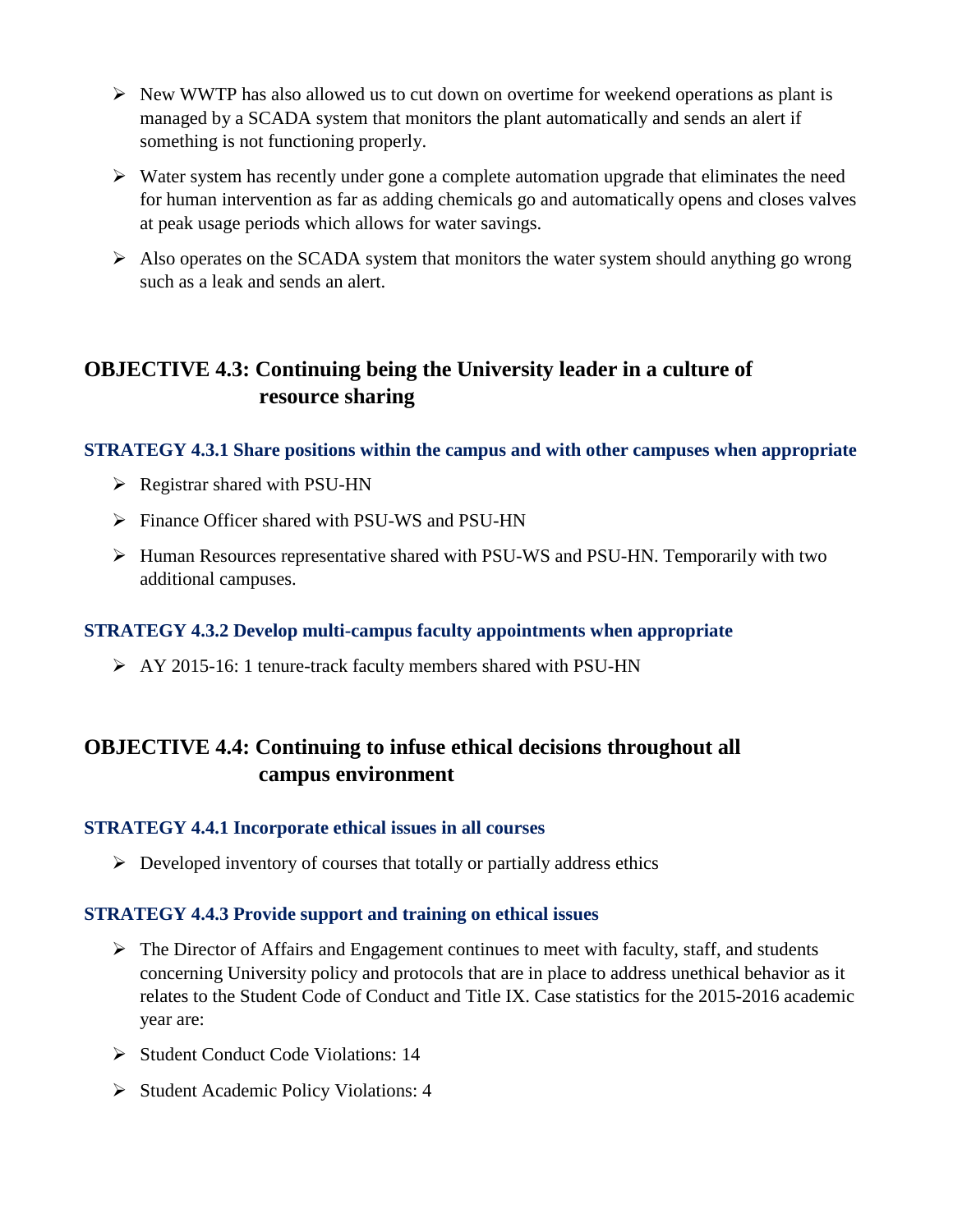- New WWTP has also allowed us to cut down on overtime for weekend operations as plant is managed by a SCADA system that monitors the plant automatically and sends an alert if something is not functioning properly.
- Water system has recently under gone a complete automation upgrade that eliminates the need for human intervention as far as adding chemicals go and automatically opens and closes valves at peak usage periods which allows for water savings.
- Also operates on the SCADA system that monitors the water system should anything go wrong such as a leak and sends an alert.

## OBJECTIVE 4.3: Continuing being the University leader in a culture of resource sharing

### STRATEGY 4.3.1 Share positions within the campus and with other campuses when appropriate

- Registrar shared with PSU-HN
- Finance Officer shared with PSU-WS and PSU-HN
- Human Resources representative shared with PSU-WS and PSU-HN. Temporarily with two additional campuses.

### STRATEGY 4.3.2 Develop multi-campus faculty appointments when appropriate

- AY 2015-16: 1 tenure-track faculty members shared with PSU-HN

## OBJECTIVE 4.4: Continuing to infuse ethical decisions throughout all campus environment

### STRATEGY 4.4.1 Incorporate ethical issues in all courses

- Developed inventory of courses that totally or partially address ethics

### STRATEGY 4.4.3 Provide support and training on ethical issues

- The Director of Affairs and Engagement continues to meet with faculty, staff, and students concerning University policy and protocols that are in place to address unethical behavior as it relates to the Student Code of Conduct and Title IX. Case statistics for the 2015-2016 academic year are:
- Student Conduct Code Violations: 14
- Student Academic Policy Violations: 4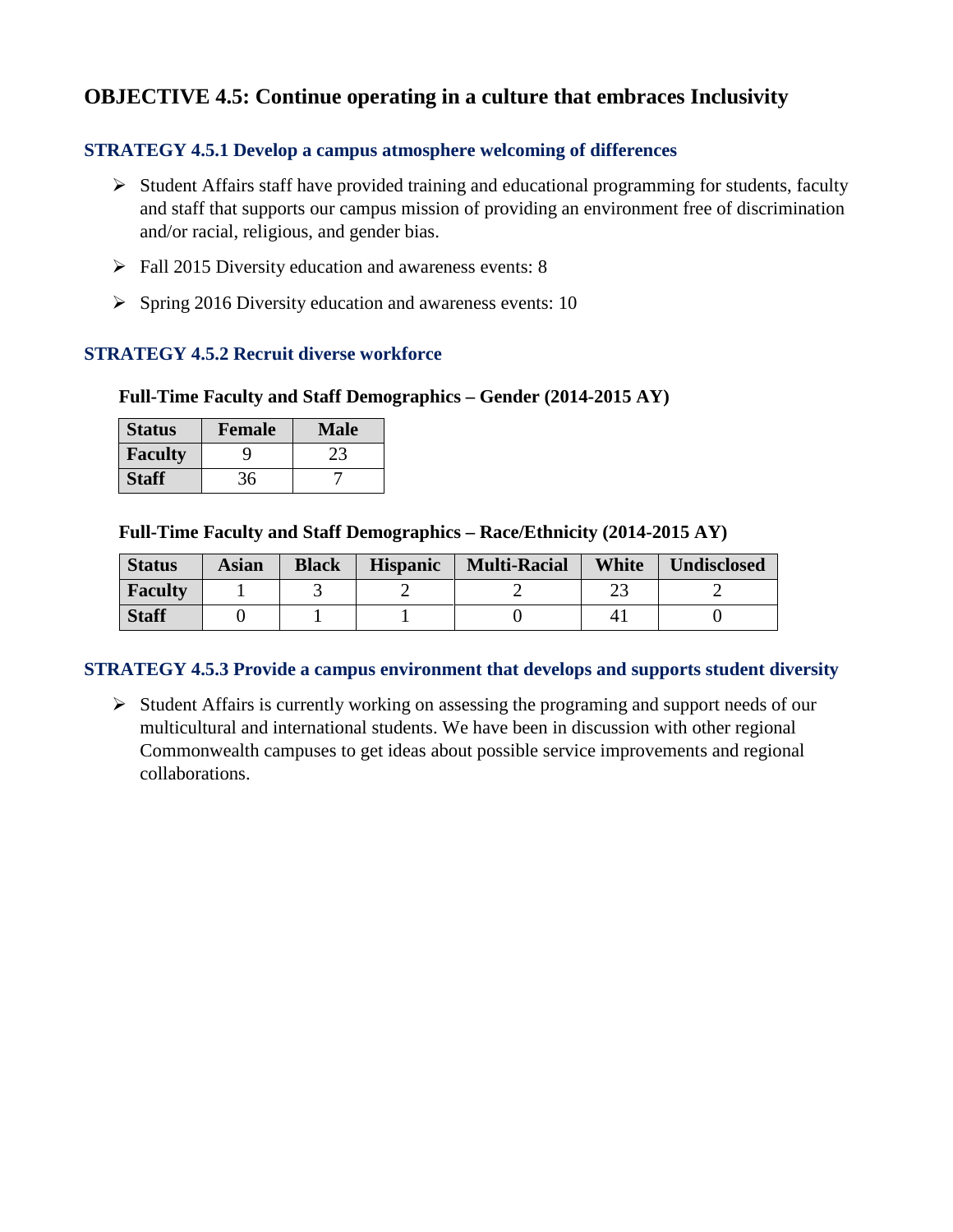## OBJECTIVE 4.5: Continue operating in a culture that embraces Inclusivity

### STRATEGY 4.5.1 Develop a campus atmosphere welcoming of differences

- Student Affairs staff have provided training and educational programming for students, faculty and staff that supports our campus mission of providing an environment free of discrimination and/or racial, religious, and gender bias.
- Fall 2015 Diversity education and awareness events: 8
- Spring 2016 Diversity education and awareness events: 10

### STRATEGY 4.5.2 Recruit diverse workforce

**Full-Time Faculty and Staff Demographics – Gender (2014-2015 AY)**

| Status | Female | Male |
|---|---|---|
| Faculty | 9 | 23 |
| Staff | 36 | 7 |

**Full-Time Faculty and Staff Demographics – Race/Ethnicity (2014-2015 AY)**

| Status | Asian | Black | Hispanic | Multi-Racial | White | Undisclosed |
|---|---|---|---|---|---|---|
| Faculty | 1 | 3 | 2 | 2 | 23 | 2 |
| Staff | 0 | 1 | 1 | 0 | 41 | 0 |

### STRATEGY 4.5.3 Provide a campus environment that develops and supports student diversity

- Student Affairs is currently working on assessing the programing and support needs of our multicultural and international students. We have been in discussion with other regional Commonwealth campuses to get ideas about possible service improvements and regional collaborations.